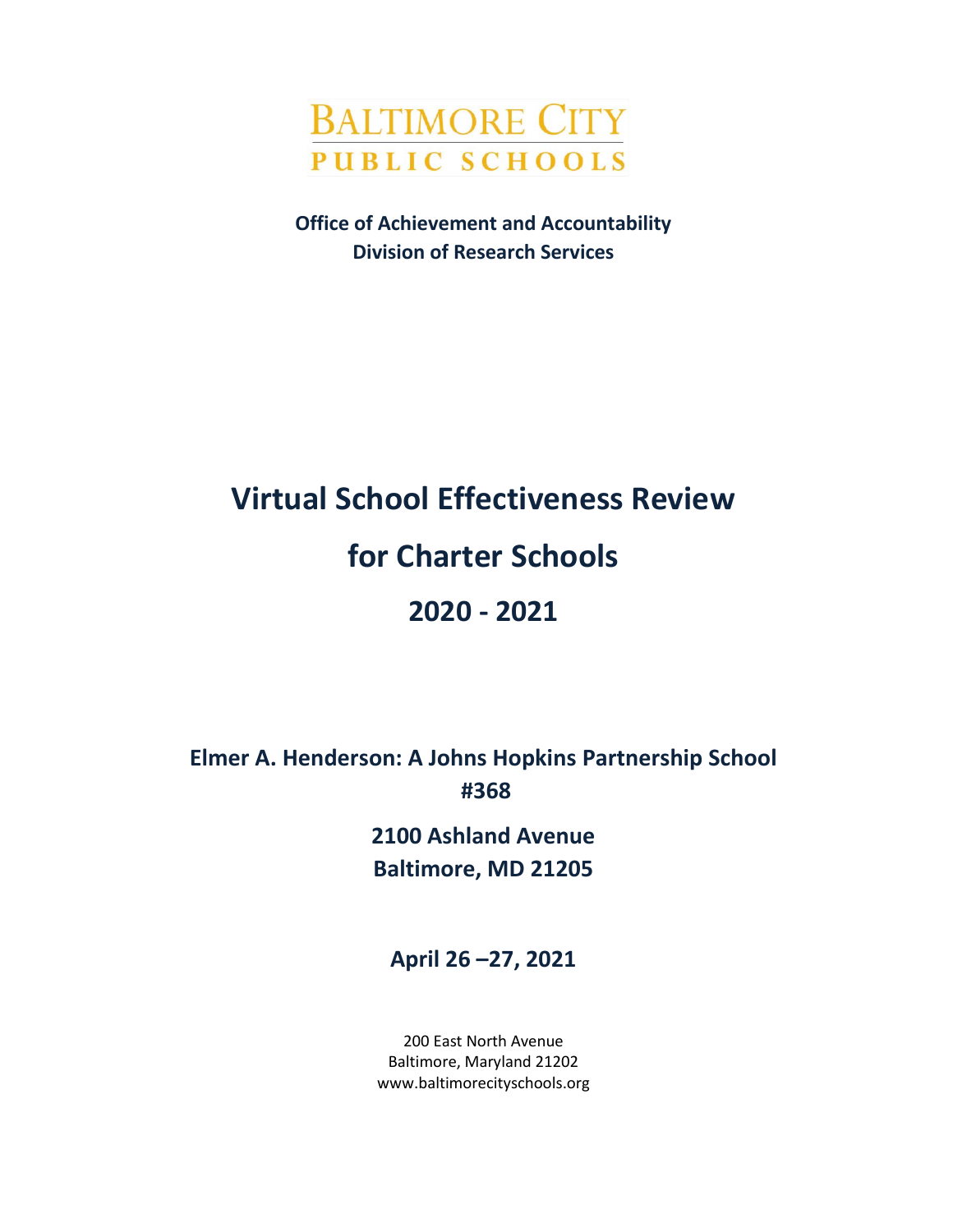BALTIMORE CITY
PUBLIC SCHOOLS

**Office of Achievement and Accountability**
**Division of Research Services**

# Virtual School Effectiveness Review

# for Charter Schools

# 2020 - 2021

## Elmer A. Henderson: A Johns Hopkins Partnership School #368

**2100 Ashland Avenue**
**Baltimore, MD 21205**

**April 26 –27, 2021**

200 East North Avenue
Baltimore, Maryland 21202
www.baltimorecityschools.org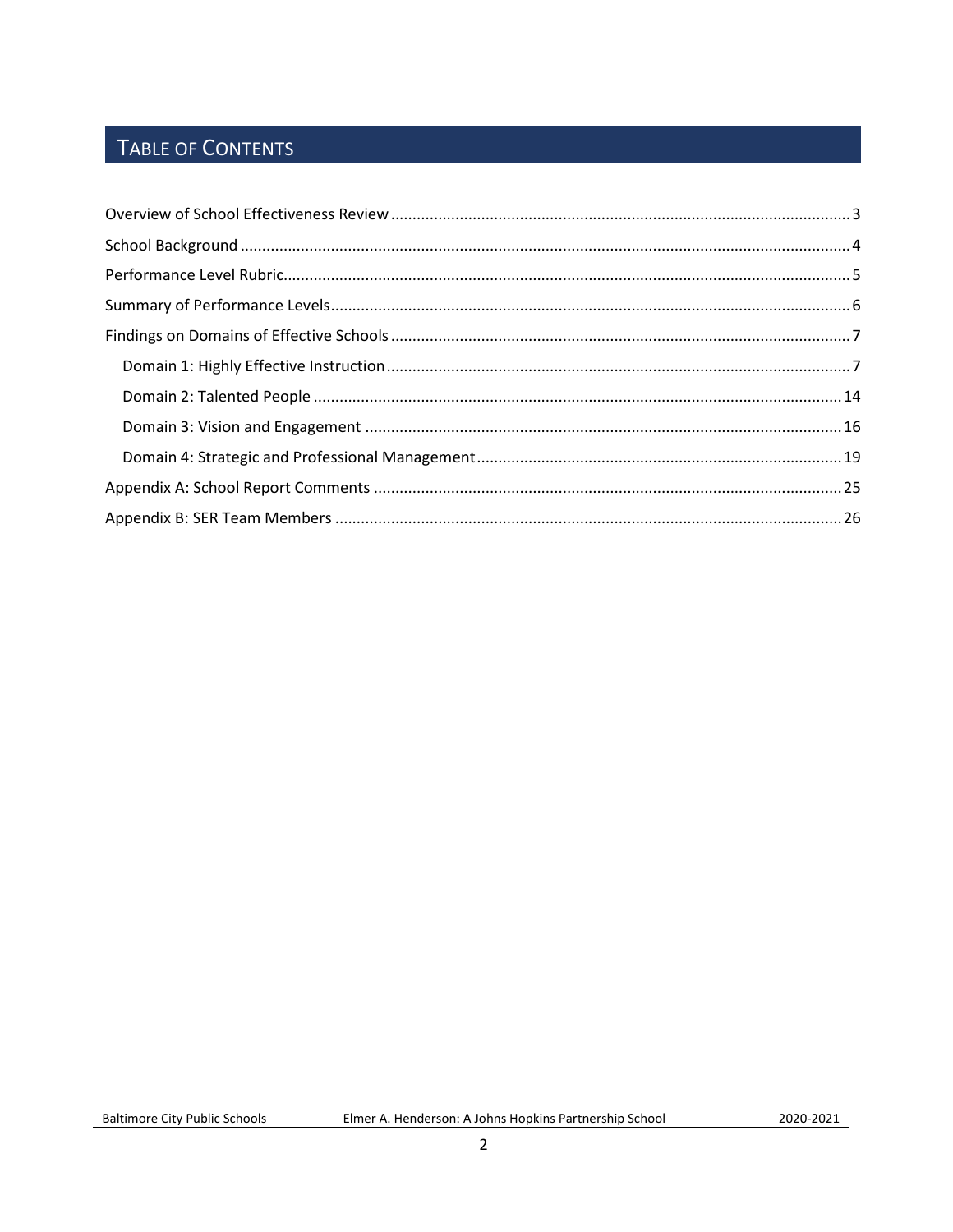## Table of Contents

Overview of School Effectiveness Review .......... 3
School Background .......... 4
Performance Level Rubric .......... 5
Summary of Performance Levels .......... 6
Findings on Domains of Effective Schools .......... 7
- Domain 1: Highly Effective Instruction .......... 7
- Domain 2: Talented People .......... 14
- Domain 3: Vision and Engagement .......... 16
- Domain 4: Strategic and Professional Management .......... 19

Appendix A: School Report Comments .......... 25
Appendix B: SER Team Members .......... 26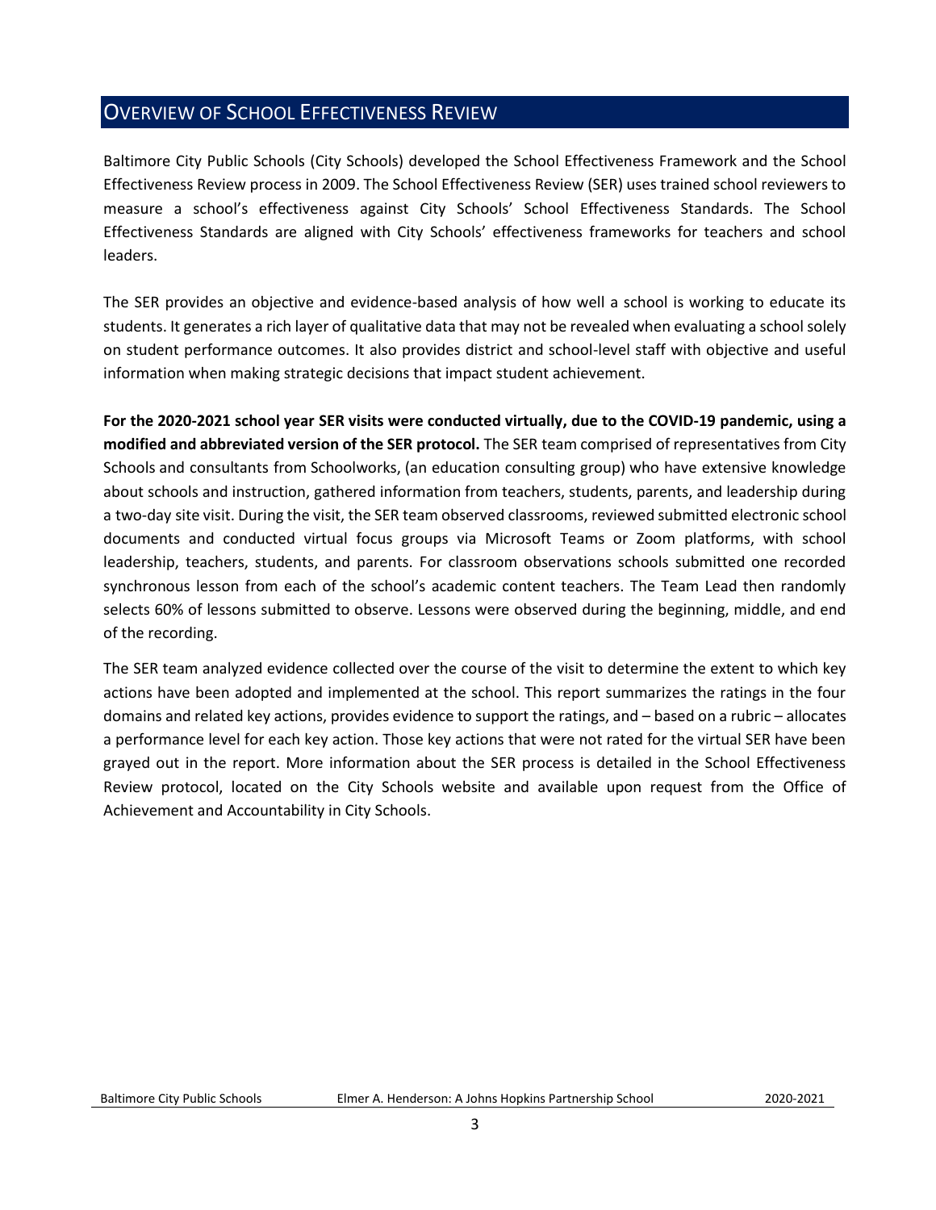## Overview of School Effectiveness Review

Baltimore City Public Schools (City Schools) developed the School Effectiveness Framework and the School Effectiveness Review process in 2009. The School Effectiveness Review (SER) uses trained school reviewers to measure a school's effectiveness against City Schools' School Effectiveness Standards. The School Effectiveness Standards are aligned with City Schools' effectiveness frameworks for teachers and school leaders.

The SER provides an objective and evidence-based analysis of how well a school is working to educate its students. It generates a rich layer of qualitative data that may not be revealed when evaluating a school solely on student performance outcomes. It also provides district and school-level staff with objective and useful information when making strategic decisions that impact student achievement.

**For the 2020-2021 school year SER visits were conducted virtually, due to the COVID-19 pandemic, using a modified and abbreviated version of the SER protocol.** The SER team comprised of representatives from City Schools and consultants from Schoolworks, (an education consulting group) who have extensive knowledge about schools and instruction, gathered information from teachers, students, parents, and leadership during a two-day site visit. During the visit, the SER team observed classrooms, reviewed submitted electronic school documents and conducted virtual focus groups via Microsoft Teams or Zoom platforms, with school leadership, teachers, students, and parents. For classroom observations schools submitted one recorded synchronous lesson from each of the school's academic content teachers. The Team Lead then randomly selects 60% of lessons submitted to observe. Lessons were observed during the beginning, middle, and end of the recording.

The SER team analyzed evidence collected over the course of the visit to determine the extent to which key actions have been adopted and implemented at the school. This report summarizes the ratings in the four domains and related key actions, provides evidence to support the ratings, and – based on a rubric – allocates a performance level for each key action. Those key actions that were not rated for the virtual SER have been grayed out in the report. More information about the SER process is detailed in the School Effectiveness Review protocol, located on the City Schools website and available upon request from the Office of Achievement and Accountability in City Schools.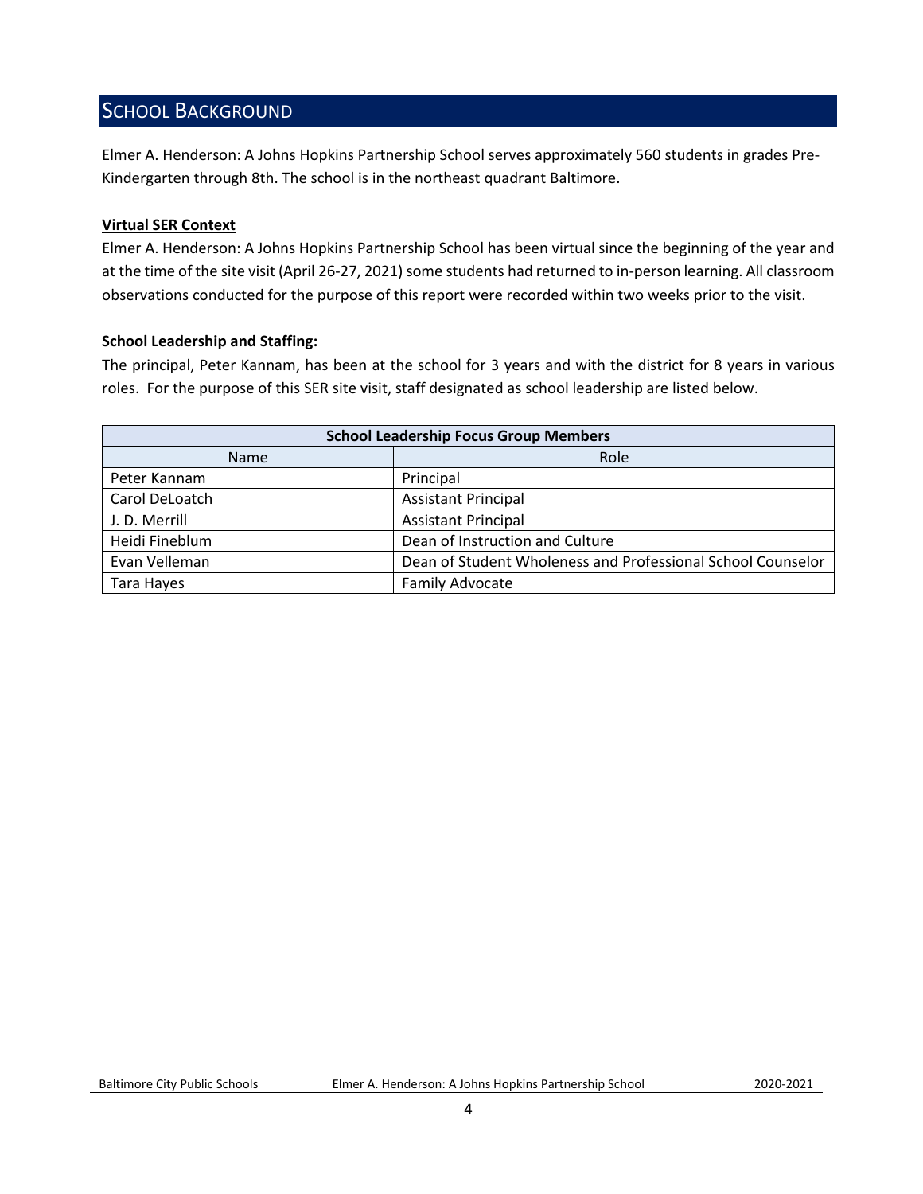## SCHOOL BACKGROUND

Elmer A. Henderson: A Johns Hopkins Partnership School serves approximately 560 students in grades Pre-Kindergarten through 8th. The school is in the northeast quadrant Baltimore.

**Virtual SER Context**

Elmer A. Henderson: A Johns Hopkins Partnership School has been virtual since the beginning of the year and at the time of the site visit (April 26-27, 2021) some students had returned to in-person learning. All classroom observations conducted for the purpose of this report were recorded within two weeks prior to the visit.

**School Leadership and Staffing:**

The principal, Peter Kannam, has been at the school for 3 years and with the district for 8 years in various roles. For the purpose of this SER site visit, staff designated as school leadership are listed below.

| School Leadership Focus Group Members | |
|---|---|
| Name | Role |
| Peter Kannam | Principal |
| Carol DeLoatch | Assistant Principal |
| J. D. Merrill | Assistant Principal |
| Heidi Fineblum | Dean of Instruction and Culture |
| Evan Velleman | Dean of Student Wholeness and Professional School Counselor |
| Tara Hayes | Family Advocate |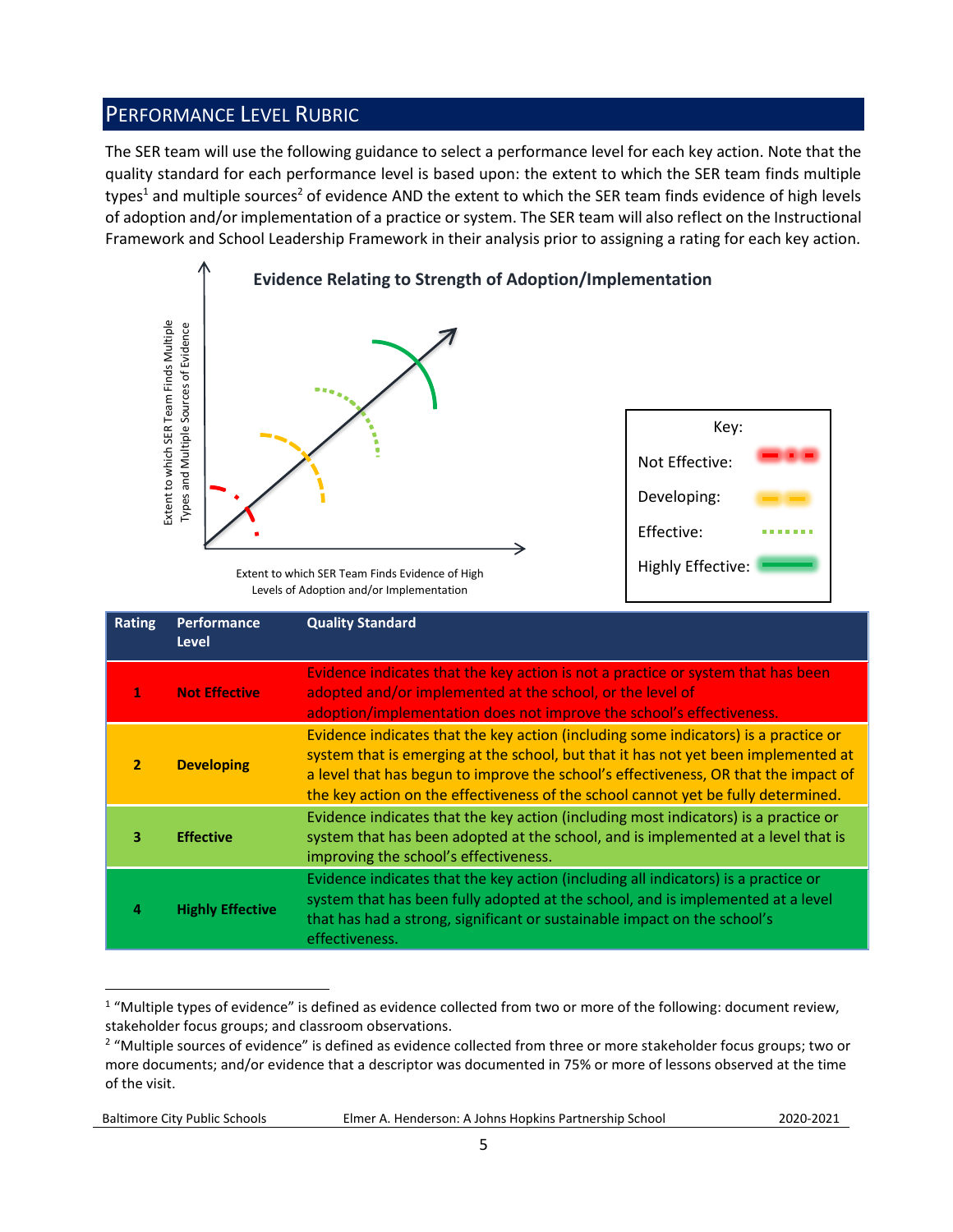## PERFORMANCE LEVEL RUBRIC

The SER team will use the following guidance to select a performance level for each key action. Note that the quality standard for each performance level is based upon: the extent to which the SER team finds multiple types[1] and multiple sources[2] of evidence AND the extent to which the SER team finds evidence of high levels of adoption and/or implementation of a practice or system. The SER team will also reflect on the Instructional Framework and School Leadership Framework in their analysis prior to assigning a rating for each key action.

**Evidence Relating to Strength of Adoption/Implementation**

Extent to which SER Team Finds Multiple Types and Multiple Sources of Evidence

Extent to which SER Team Finds Evidence of High Levels of Adoption and/or Implementation

Key:
- Not Effective
- Developing
- Effective
- Highly Effective

| Rating | Performance Level | Quality Standard |
|---|---|---|
| 1 | **Not Effective** | Evidence indicates that the key action is not a practice or system that has been adopted and/or implemented at the school, or the level of adoption/implementation does not improve the school's effectiveness. |
| 2 | **Developing** | Evidence indicates that the key action (including some indicators) is a practice or system that is emerging at the school, but that it has not yet been implemented at a level that has begun to improve the school's effectiveness, OR that the impact of the key action on the effectiveness of the school cannot yet be fully determined. |
| 3 | **Effective** | Evidence indicates that the key action (including most indicators) is a practice or system that has been adopted at the school, and is implemented at a level that is improving the school's effectiveness. |
| 4 | **Highly Effective** | Evidence indicates that the key action (including all indicators) is a practice or system that has been fully adopted at the school, and is implemented at a level that has had a strong, significant or sustainable impact on the school's effectiveness. |

[1] "Multiple types of evidence" is defined as evidence collected from two or more of the following: document review, stakeholder focus groups; and classroom observations.

[2] "Multiple sources of evidence" is defined as evidence collected from three or more stakeholder focus groups; two or more documents; and/or evidence that a descriptor was documented in 75% or more of lessons observed at the time of the visit.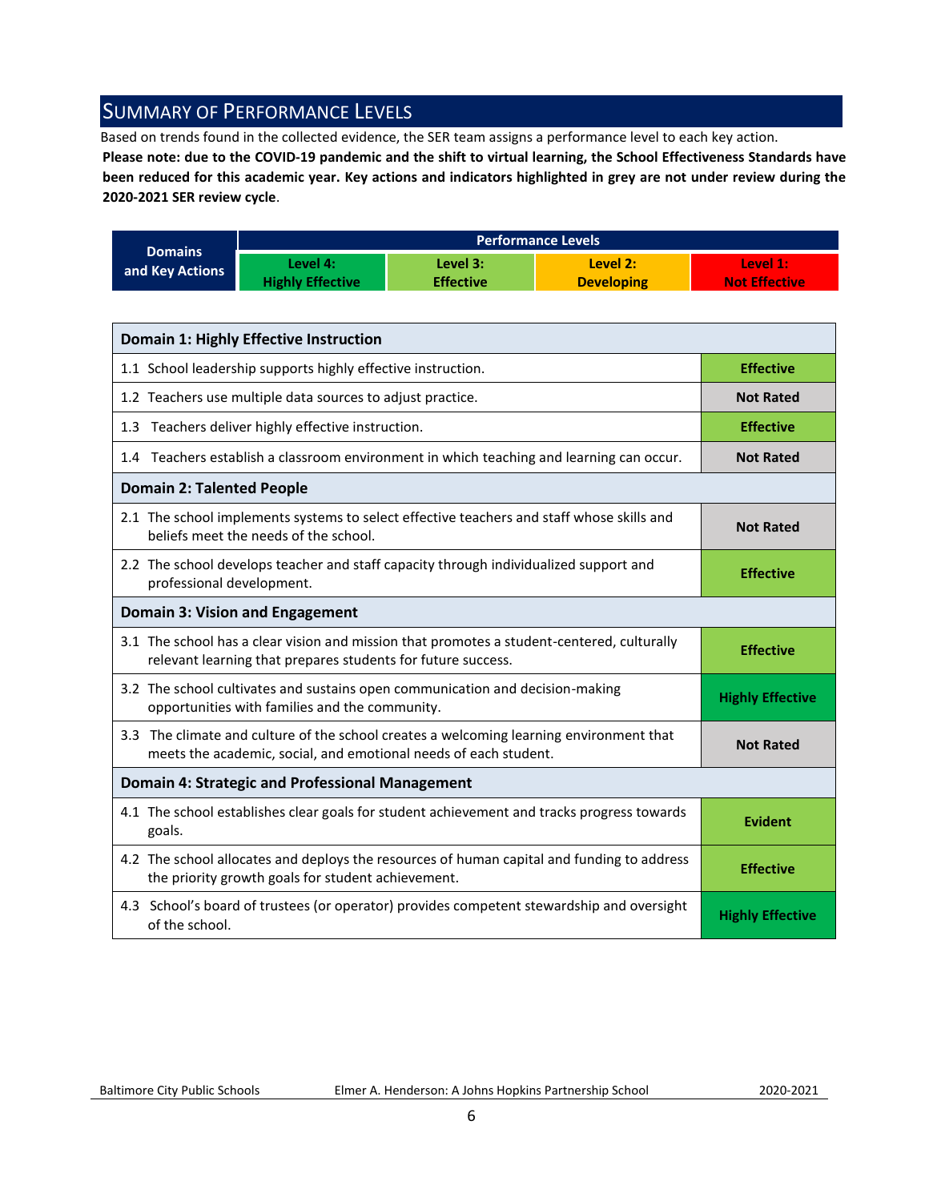## Summary of Performance Levels

Based on trends found in the collected evidence, the SER team assigns a performance level to each key action.

**Please note: due to the COVID-19 pandemic and the shift to virtual learning, the School Effectiveness Standards have been reduced for this academic year. Key actions and indicators highlighted in grey are not under review during the 2020-2021 SER review cycle**.

| Domains and Key Actions | Performance Levels | | | |
|---|---|---|---|---|
| | Level 4: Highly Effective | Level 3: Effective | Level 2: Developing | Level 1: Not Effective |

| Domain 1: Highly Effective Instruction | |
|---|---|
| 1.1 School leadership supports highly effective instruction. | Effective |
| 1.2 Teachers use multiple data sources to adjust practice. | Not Rated |
| 1.3 Teachers deliver highly effective instruction. | Effective |
| 1.4 Teachers establish a classroom environment in which teaching and learning can occur. | Not Rated |
| **Domain 2: Talented People** | |
| 2.1 The school implements systems to select effective teachers and staff whose skills and beliefs meet the needs of the school. | Not Rated |
| 2.2 The school develops teacher and staff capacity through individualized support and professional development. | Effective |
| **Domain 3: Vision and Engagement** | |
| 3.1 The school has a clear vision and mission that promotes a student-centered, culturally relevant learning that prepares students for future success. | Effective |
| 3.2 The school cultivates and sustains open communication and decision-making opportunities with families and the community. | Highly Effective |
| 3.3 The climate and culture of the school creates a welcoming learning environment that meets the academic, social, and emotional needs of each student. | Not Rated |
| **Domain 4: Strategic and Professional Management** | |
| 4.1 The school establishes clear goals for student achievement and tracks progress towards goals. | Evident |
| 4.2 The school allocates and deploys the resources of human capital and funding to address the priority growth goals for student achievement. | Effective |
| 4.3 School's board of trustees (or operator) provides competent stewardship and oversight of the school. | Highly Effective |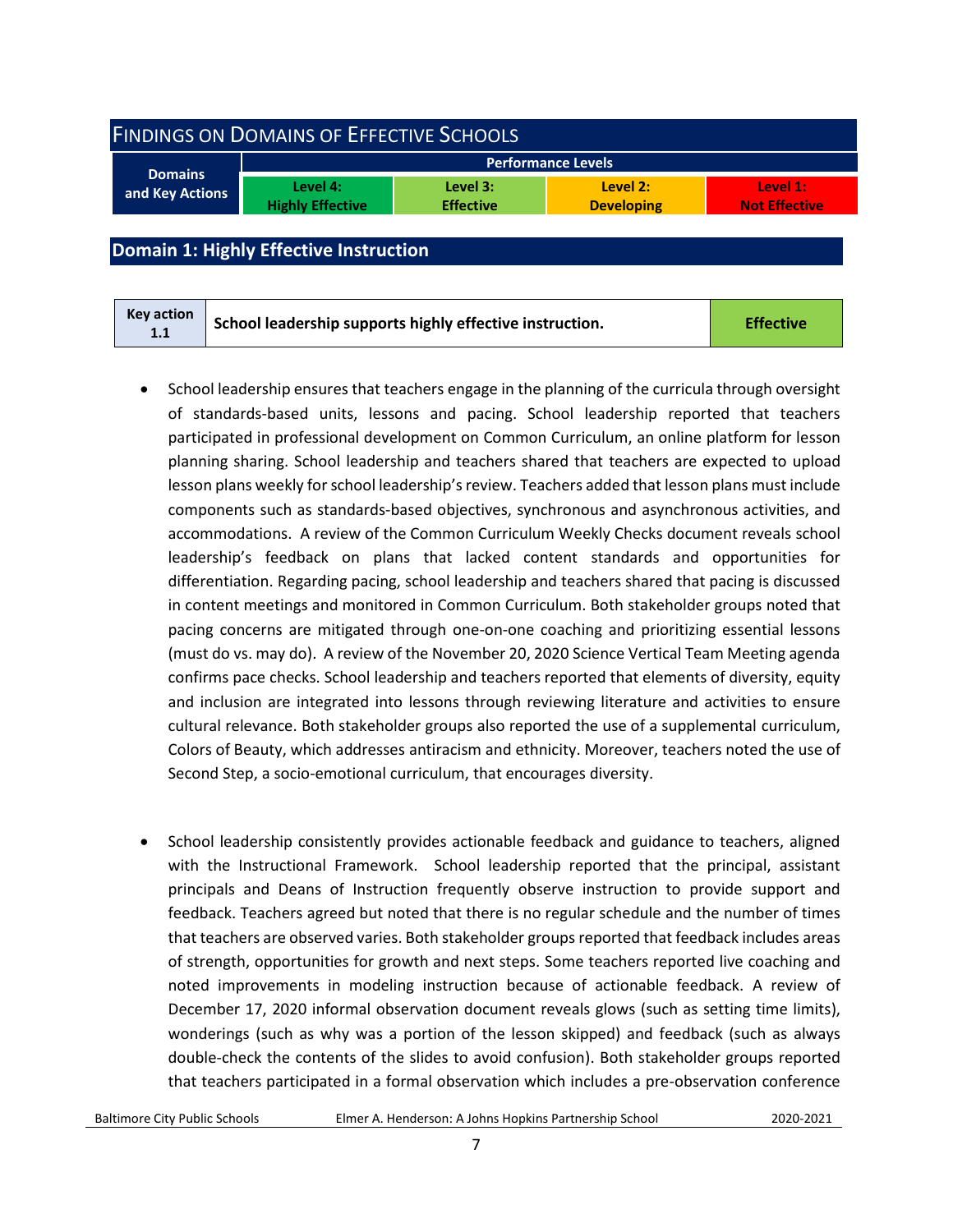## Findings on Domains of Effective Schools

| Domains and Key Actions | Performance Levels | | | |
|---|---|---|---|---|
| | Level 4: Highly Effective | Level 3: Effective | Level 2: Developing | Level 1: Not Effective |

## Domain 1: Highly Effective Instruction

| Key action 1.1 | School leadership supports highly effective instruction. | Effective |
|---|---|---|

- School leadership ensures that teachers engage in the planning of the curricula through oversight of standards-based units, lessons and pacing. School leadership reported that teachers participated in professional development on Common Curriculum, an online platform for lesson planning sharing. School leadership and teachers shared that teachers are expected to upload lesson plans weekly for school leadership's review. Teachers added that lesson plans must include components such as standards-based objectives, synchronous and asynchronous activities, and accommodations. A review of the Common Curriculum Weekly Checks document reveals school leadership's feedback on plans that lacked content standards and opportunities for differentiation. Regarding pacing, school leadership and teachers shared that pacing is discussed in content meetings and monitored in Common Curriculum. Both stakeholder groups noted that pacing concerns are mitigated through one-on-one coaching and prioritizing essential lessons (must do vs. may do). A review of the November 20, 2020 Science Vertical Team Meeting agenda confirms pace checks. School leadership and teachers reported that elements of diversity, equity and inclusion are integrated into lessons through reviewing literature and activities to ensure cultural relevance. Both stakeholder groups also reported the use of a supplemental curriculum, Colors of Beauty, which addresses antiracism and ethnicity. Moreover, teachers noted the use of Second Step, a socio-emotional curriculum, that encourages diversity.

- School leadership consistently provides actionable feedback and guidance to teachers, aligned with the Instructional Framework. School leadership reported that the principal, assistant principals and Deans of Instruction frequently observe instruction to provide support and feedback. Teachers agreed but noted that there is no regular schedule and the number of times that teachers are observed varies. Both stakeholder groups reported that feedback includes areas of strength, opportunities for growth and next steps. Some teachers reported live coaching and noted improvements in modeling instruction because of actionable feedback. A review of December 17, 2020 informal observation document reveals glows (such as setting time limits), wonderings (such as why was a portion of the lesson skipped) and feedback (such as always double-check the contents of the slides to avoid confusion). Both stakeholder groups reported that teachers participated in a formal observation which includes a pre-observation conference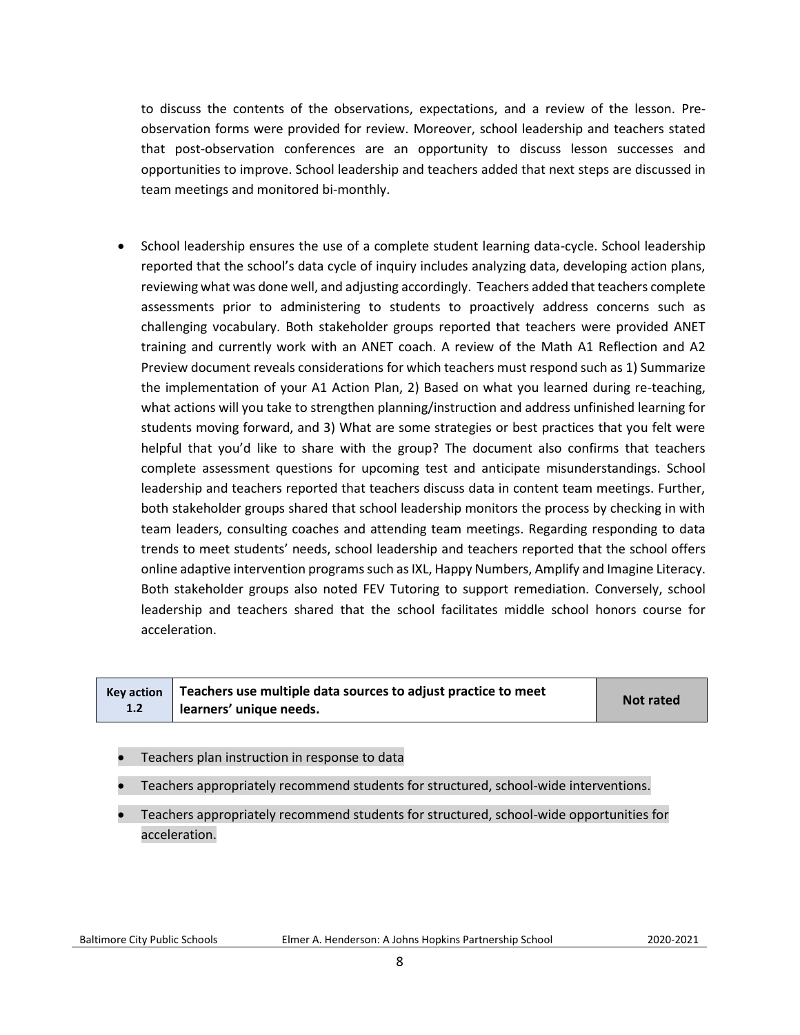to discuss the contents of the observations, expectations, and a review of the lesson. Pre-observation forms were provided for review. Moreover, school leadership and teachers stated that post-observation conferences are an opportunity to discuss lesson successes and opportunities to improve. School leadership and teachers added that next steps are discussed in team meetings and monitored bi-monthly.

- School leadership ensures the use of a complete student learning data-cycle. School leadership reported that the school's data cycle of inquiry includes analyzing data, developing action plans, reviewing what was done well, and adjusting accordingly. Teachers added that teachers complete assessments prior to administering to students to proactively address concerns such as challenging vocabulary. Both stakeholder groups reported that teachers were provided ANET training and currently work with an ANET coach. A review of the Math A1 Reflection and A2 Preview document reveals considerations for which teachers must respond such as 1) Summarize the implementation of your A1 Action Plan, 2) Based on what you learned during re-teaching, what actions will you take to strengthen planning/instruction and address unfinished learning for students moving forward, and 3) What are some strategies or best practices that you felt were helpful that you'd like to share with the group? The document also confirms that teachers complete assessment questions for upcoming test and anticipate misunderstandings. School leadership and teachers reported that teachers discuss data in content team meetings. Further, both stakeholder groups shared that school leadership monitors the process by checking in with team leaders, consulting coaches and attending team meetings. Regarding responding to data trends to meet students' needs, school leadership and teachers reported that the school offers online adaptive intervention programs such as IXL, Happy Numbers, Amplify and Imagine Literacy. Both stakeholder groups also noted FEV Tutoring to support remediation. Conversely, school leadership and teachers shared that the school facilitates middle school honors course for acceleration.

| Key action 1.2 | Teachers use multiple data sources to adjust practice to meet learners' unique needs. | Not rated |
|---|---|---|

- Teachers plan instruction in response to data
- Teachers appropriately recommend students for structured, school-wide interventions.
- Teachers appropriately recommend students for structured, school-wide opportunities for acceleration.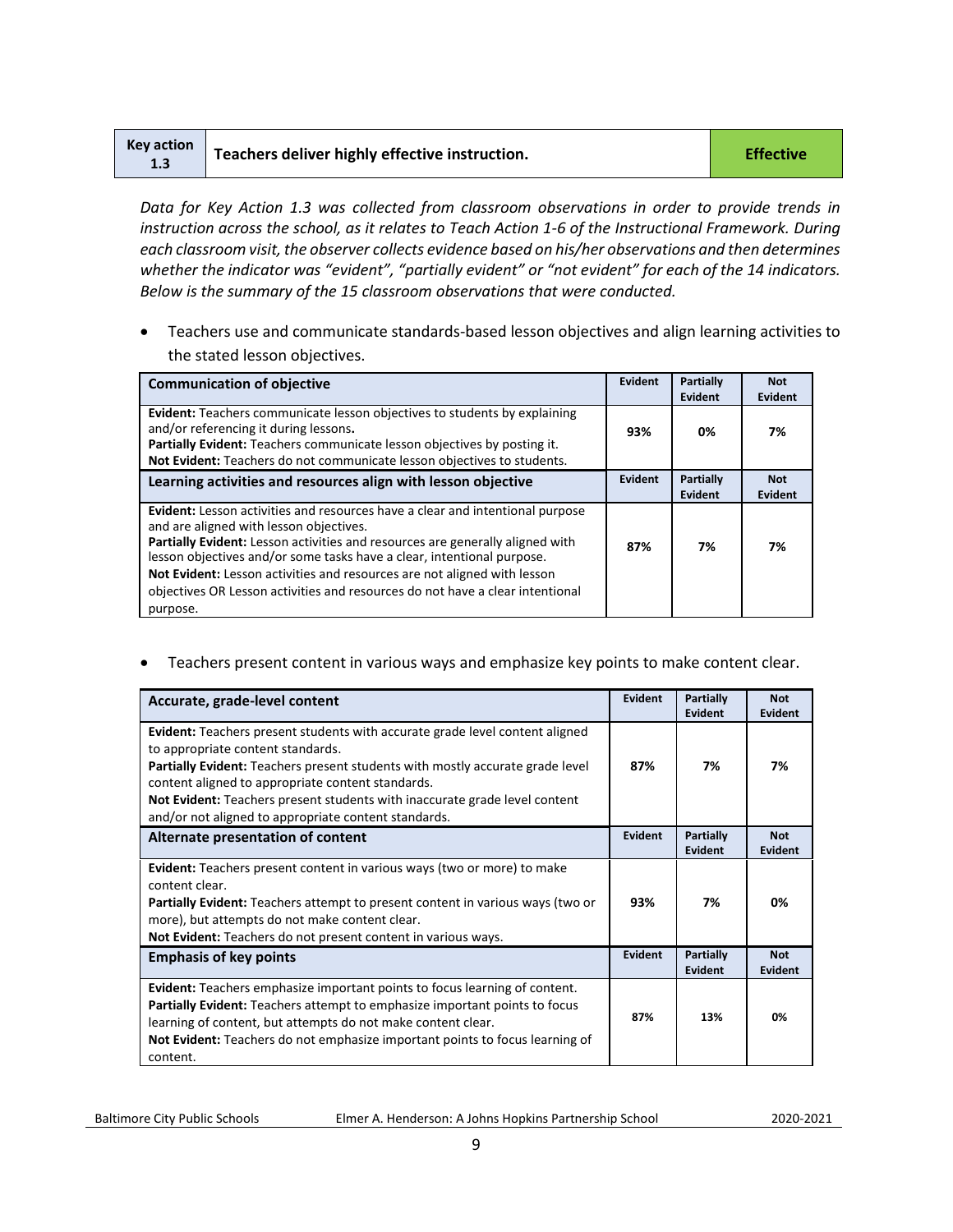| Key action 1.3 | Teachers deliver highly effective instruction. | Effective |
|---|---|---|

*Data for Key Action 1.3 was collected from classroom observations in order to provide trends in instruction across the school, as it relates to Teach Action 1-6 of the Instructional Framework. During each classroom visit, the observer collects evidence based on his/her observations and then determines whether the indicator was "evident", "partially evident" or "not evident" for each of the 14 indicators. Below is the summary of the 15 classroom observations that were conducted.*

- Teachers use and communicate standards-based lesson objectives and align learning activities to the stated lesson objectives.

| Communication of objective | Evident | Partially Evident | Not Evident |
|---|---|---|---|
| **Evident:** Teachers communicate lesson objectives to students by explaining and/or referencing it during lessons. **Partially Evident:** Teachers communicate lesson objectives by posting it. **Not Evident:** Teachers do not communicate lesson objectives to students. | 93% | 0% | 7% |
| **Learning activities and resources align with lesson objective** | **Evident** | **Partially Evident** | **Not Evident** |
| **Evident:** Lesson activities and resources have a clear and intentional purpose and are aligned with lesson objectives. **Partially Evident:** Lesson activities and resources are generally aligned with lesson objectives and/or some tasks have a clear, intentional purpose. **Not Evident:** Lesson activities and resources are not aligned with lesson objectives OR Lesson activities and resources do not have a clear intentional purpose. | 87% | 7% | 7% |

- Teachers present content in various ways and emphasize key points to make content clear.

| Accurate, grade-level content | Evident | Partially Evident | Not Evident |
|---|---|---|---|
| **Evident:** Teachers present students with accurate grade level content aligned to appropriate content standards. **Partially Evident:** Teachers present students with mostly accurate grade level content aligned to appropriate content standards. **Not Evident:** Teachers present students with inaccurate grade level content and/or not aligned to appropriate content standards. | 87% | 7% | 7% |
| **Alternate presentation of content** | **Evident** | **Partially Evident** | **Not Evident** |
| **Evident:** Teachers present content in various ways (two or more) to make content clear. **Partially Evident:** Teachers attempt to present content in various ways (two or more), but attempts do not make content clear. **Not Evident:** Teachers do not present content in various ways. | 93% | 7% | 0% |
| **Emphasis of key points** | **Evident** | **Partially Evident** | **Not Evident** |
| **Evident:** Teachers emphasize important points to focus learning of content. **Partially Evident:** Teachers attempt to emphasize important points to focus learning of content, but attempts do not make content clear. **Not Evident:** Teachers do not emphasize important points to focus learning of content. | 87% | 13% | 0% |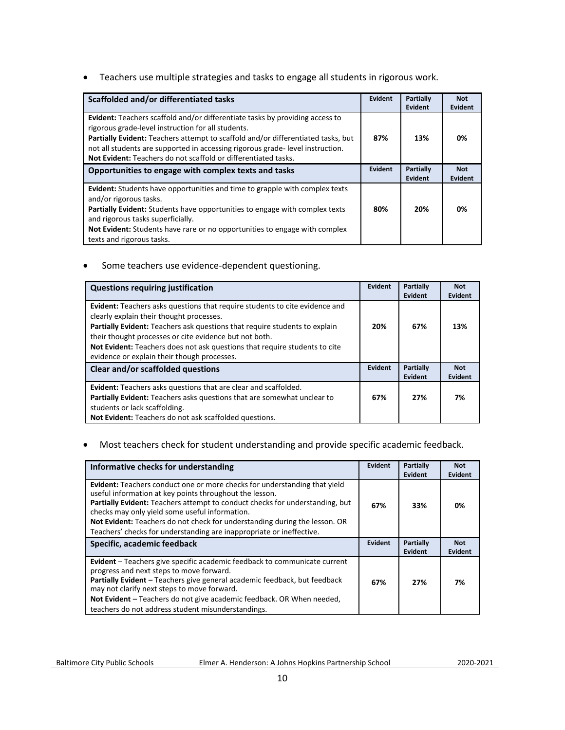- Teachers use multiple strategies and tasks to engage all students in rigorous work.

| Scaffolded and/or differentiated tasks | Evident | Partially Evident | Not Evident |
|---|---|---|---|
| **Evident:** Teachers scaffold and/or differentiate tasks by providing access to rigorous grade-level instruction for all students.<br>**Partially Evident:** Teachers attempt to scaffold and/or differentiated tasks, but not all students are supported in accessing rigorous grade- level instruction.<br>**Not Evident:** Teachers do not scaffold or differentiated tasks. | **87%** | **13%** | **0%** |
| **Opportunities to engage with complex texts and tasks** | **Evident** | **Partially Evident** | **Not Evident** |
| **Evident:** Students have opportunities and time to grapple with complex texts and/or rigorous tasks.<br>**Partially Evident:** Students have opportunities to engage with complex texts and rigorous tasks superficially.<br>**Not Evident:** Students have rare or no opportunities to engage with complex texts and rigorous tasks. | **80%** | **20%** | **0%** |

- Some teachers use evidence-dependent questioning.

| Questions requiring justification | Evident | Partially Evident | Not Evident |
|---|---|---|---|
| **Evident:** Teachers asks questions that require students to cite evidence and clearly explain their thought processes.<br>**Partially Evident:** Teachers ask questions that require students to explain their thought processes or cite evidence but not both.<br>**Not Evident:** Teachers does not ask questions that require students to cite evidence or explain their though processes. | **20%** | **67%** | **13%** |
| **Clear and/or scaffolded questions** | **Evident** | **Partially Evident** | **Not Evident** |
| **Evident:** Teachers asks questions that are clear and scaffolded.<br>**Partially Evident:** Teachers asks questions that are somewhat unclear to students or lack scaffolding.<br>**Not Evident:** Teachers do not ask scaffolded questions. | **67%** | **27%** | **7%** |

- Most teachers check for student understanding and provide specific academic feedback.

| Informative checks for understanding | Evident | Partially Evident | Not Evident |
|---|---|---|---|
| **Evident:** Teachers conduct one or more checks for understanding that yield useful information at key points throughout the lesson.<br>**Partially Evident:** Teachers attempt to conduct checks for understanding, but checks may only yield some useful information.<br>**Not Evident:** Teachers do not check for understanding during the lesson. OR Teachers' checks for understanding are inappropriate or ineffective. | **67%** | **33%** | **0%** |
| **Specific, academic feedback** | **Evident** | **Partially Evident** | **Not Evident** |
| **Evident** – Teachers give specific academic feedback to communicate current progress and next steps to move forward.<br>**Partially Evident** – Teachers give general academic feedback, but feedback may not clarify next steps to move forward.<br>**Not Evident** – Teachers do not give academic feedback. OR When needed, teachers do not address student misunderstandings. | **67%** | **27%** | **7%** |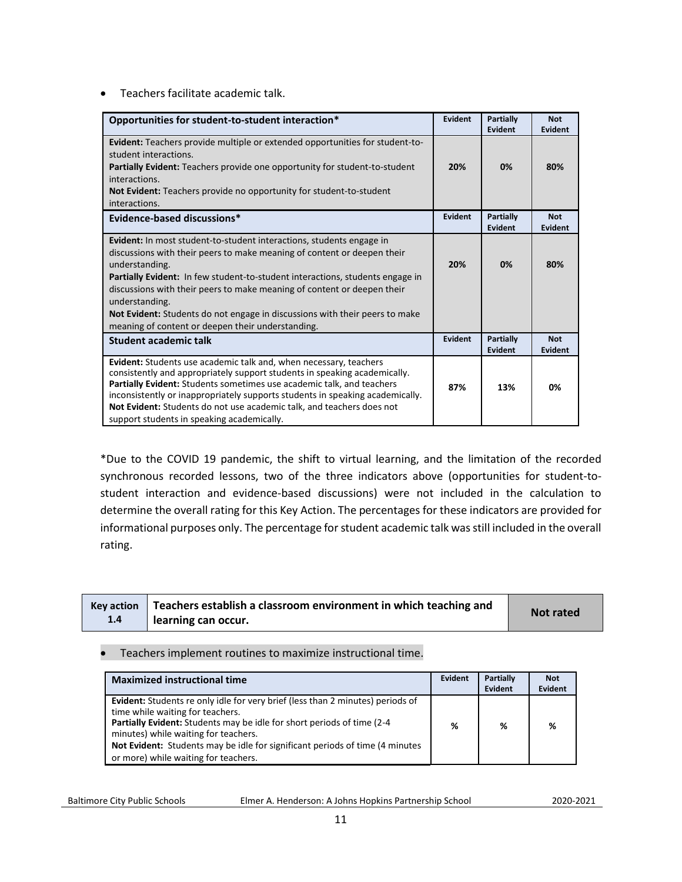- Teachers facilitate academic talk.

| Opportunities for student-to-student interaction* | Evident | Partially Evident | Not Evident |
|---|---|---|---|
| **Evident:** Teachers provide multiple or extended opportunities for student-to-student interactions. **Partially Evident:** Teachers provide one opportunity for student-to-student interactions. **Not Evident:** Teachers provide no opportunity for student-to-student interactions. | **20%** | **0%** | **80%** |
| **Evidence-based discussions*** | **Evident** | **Partially Evident** | **Not Evident** |
| **Evident:** In most student-to-student interactions, students engage in discussions with their peers to make meaning of content or deepen their understanding. **Partially Evident:** In few student-to-student interactions, students engage in discussions with their peers to make meaning of content or deepen their understanding. **Not Evident:** Students do not engage in discussions with their peers to make meaning of content or deepen their understanding. | **20%** | **0%** | **80%** |
| **Student academic talk** | **Evident** | **Partially Evident** | **Not Evident** |
| **Evident:** Students use academic talk and, when necessary, teachers consistently and appropriately support students in speaking academically. **Partially Evident:** Students sometimes use academic talk, and teachers inconsistently or inappropriately supports students in speaking academically. **Not Evident:** Students do not use academic talk, and teachers does not support students in speaking academically. | **87%** | **13%** | **0%** |

*Due to the COVID 19 pandemic, the shift to virtual learning, and the limitation of the recorded synchronous recorded lessons, two of the three indicators above (opportunities for student-to-student interaction and evidence-based discussions) were not included in the calculation to determine the overall rating for this Key Action. The percentages for these indicators are provided for informational purposes only. The percentage for student academic talk was still included in the overall rating.

| Key action 1.4 | Teachers establish a classroom environment in which teaching and learning can occur. | Not rated |
|---|---|---|

- Teachers implement routines to maximize instructional time.

| Maximized instructional time | Evident | Partially Evident | Not Evident |
|---|---|---|---|
| **Evident:** Students re only idle for very brief (less than 2 minutes) periods of time while waiting for teachers. **Partially Evident:** Students may be idle for short periods of time (2-4 minutes) while waiting for teachers. **Not Evident:** Students may be idle for significant periods of time (4 minutes or more) while waiting for teachers. | % | % | % |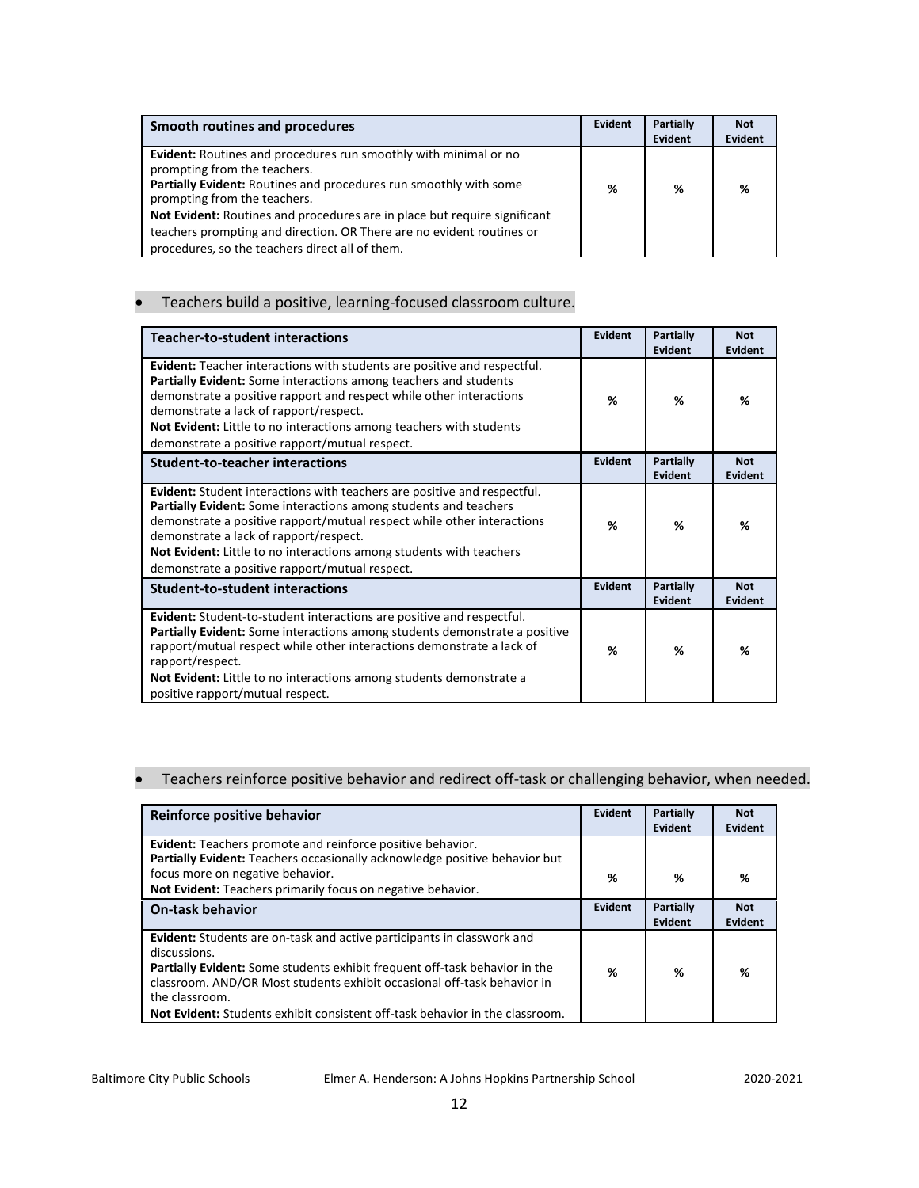| Smooth routines and procedures | Evident | Partially Evident | Not Evident |
|---|---|---|---|
| **Evident:** Routines and procedures run smoothly with minimal or no prompting from the teachers.<br>**Partially Evident:** Routines and procedures run smoothly with some prompting from the teachers.<br>**Not Evident:** Routines and procedures are in place but require significant teachers prompting and direction. OR There are no evident routines or procedures, so the teachers direct all of them. | % | % | % |

- Teachers build a positive, learning-focused classroom culture.

| Teacher-to-student interactions | Evident | Partially Evident | Not Evident |
|---|---|---|---|
| **Evident:** Teacher interactions with students are positive and respectful.<br>**Partially Evident:** Some interactions among teachers and students demonstrate a positive rapport and respect while other interactions demonstrate a lack of rapport/respect.<br>**Not Evident:** Little to no interactions among teachers with students demonstrate a positive rapport/mutual respect. | % | % | % |
| **Student-to-teacher interactions** | **Evident** | **Partially Evident** | **Not Evident** |
| **Evident:** Student interactions with teachers are positive and respectful.<br>**Partially Evident:** Some interactions among students and teachers demonstrate a positive rapport/mutual respect while other interactions demonstrate a lack of rapport/respect.<br>**Not Evident:** Little to no interactions among students with teachers demonstrate a positive rapport/mutual respect. | % | % | % |
| **Student-to-student interactions** | **Evident** | **Partially Evident** | **Not Evident** |
| **Evident:** Student-to-student interactions are positive and respectful.<br>**Partially Evident:** Some interactions among students demonstrate a positive rapport/mutual respect while other interactions demonstrate a lack of rapport/respect.<br>**Not Evident:** Little to no interactions among students demonstrate a positive rapport/mutual respect. | % | % | % |

- Teachers reinforce positive behavior and redirect off-task or challenging behavior, when needed.

| Reinforce positive behavior | Evident | Partially Evident | Not Evident |
|---|---|---|---|
| **Evident:** Teachers promote and reinforce positive behavior.<br>**Partially Evident:** Teachers occasionally acknowledge positive behavior but focus more on negative behavior.<br>**Not Evident:** Teachers primarily focus on negative behavior. | % | % | % |
| **On-task behavior** | **Evident** | **Partially Evident** | **Not Evident** |
| **Evident:** Students are on-task and active participants in classwork and discussions.<br>**Partially Evident:** Some students exhibit frequent off-task behavior in the classroom. AND/OR Most students exhibit occasional off-task behavior in the classroom.<br>**Not Evident:** Students exhibit consistent off-task behavior in the classroom. | % | % | % |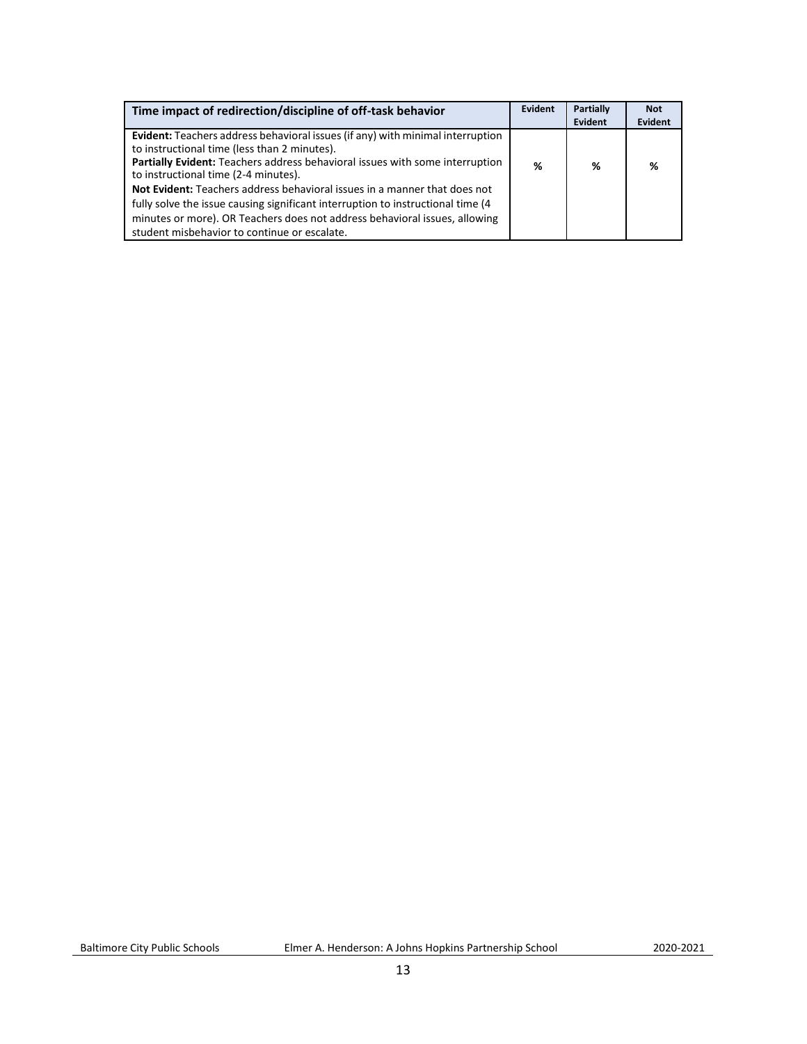| Time impact of redirection/discipline of off-task behavior | Evident | Partially Evident | Not Evident |
|---|---|---|---|
| **Evident:** Teachers address behavioral issues (if any) with minimal interruption to instructional time (less than 2 minutes).<br>**Partially Evident:** Teachers address behavioral issues with some interruption to instructional time (2-4 minutes).<br>**Not Evident:** Teachers address behavioral issues in a manner that does not fully solve the issue causing significant interruption to instructional time (4 minutes or more). OR Teachers does not address behavioral issues, allowing student misbehavior to continue or escalate. | % | % | % |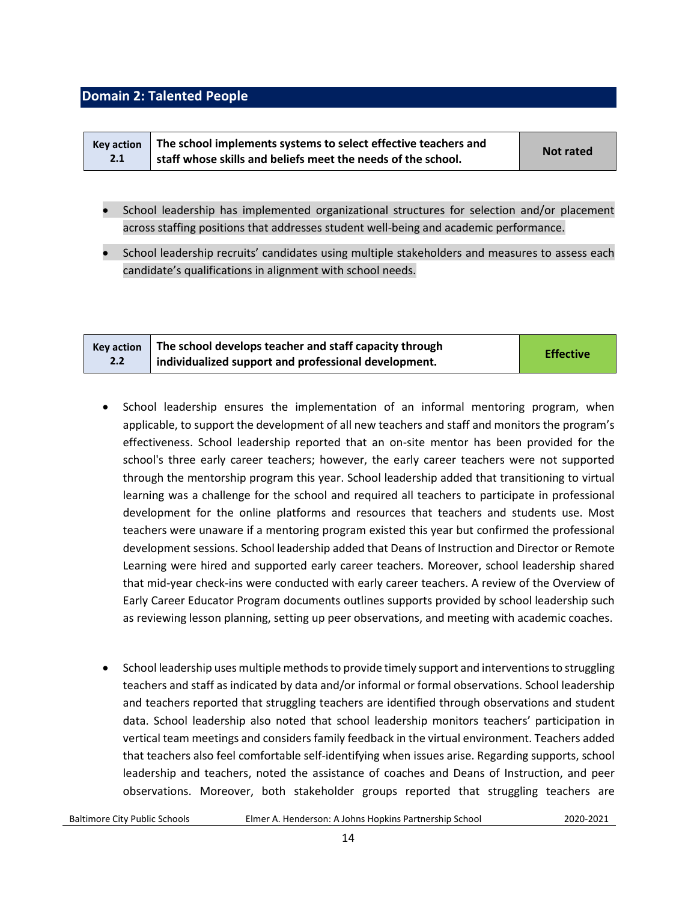## Domain 2: Talented People

| Key action 2.1 | The school implements systems to select effective teachers and staff whose skills and beliefs meet the needs of the school. | Not rated |
|---|---|---|

- School leadership has implemented organizational structures for selection and/or placement across staffing positions that addresses student well-being and academic performance.
- School leadership recruits' candidates using multiple stakeholders and measures to assess each candidate's qualifications in alignment with school needs.

| Key action 2.2 | The school develops teacher and staff capacity through individualized support and professional development. | Effective |
|---|---|---|

- School leadership ensures the implementation of an informal mentoring program, when applicable, to support the development of all new teachers and staff and monitors the program's effectiveness. School leadership reported that an on-site mentor has been provided for the school's three early career teachers; however, the early career teachers were not supported through the mentorship program this year. School leadership added that transitioning to virtual learning was a challenge for the school and required all teachers to participate in professional development for the online platforms and resources that teachers and students use. Most teachers were unaware if a mentoring program existed this year but confirmed the professional development sessions. School leadership added that Deans of Instruction and Director or Remote Learning were hired and supported early career teachers. Moreover, school leadership shared that mid-year check-ins were conducted with early career teachers. A review of the Overview of Early Career Educator Program documents outlines supports provided by school leadership such as reviewing lesson planning, setting up peer observations, and meeting with academic coaches.

- School leadership uses multiple methods to provide timely support and interventions to struggling teachers and staff as indicated by data and/or informal or formal observations. School leadership and teachers reported that struggling teachers are identified through observations and student data. School leadership also noted that school leadership monitors teachers' participation in vertical team meetings and considers family feedback in the virtual environment. Teachers added that teachers also feel comfortable self-identifying when issues arise. Regarding supports, school leadership and teachers, noted the assistance of coaches and Deans of Instruction, and peer observations. Moreover, both stakeholder groups reported that struggling teachers are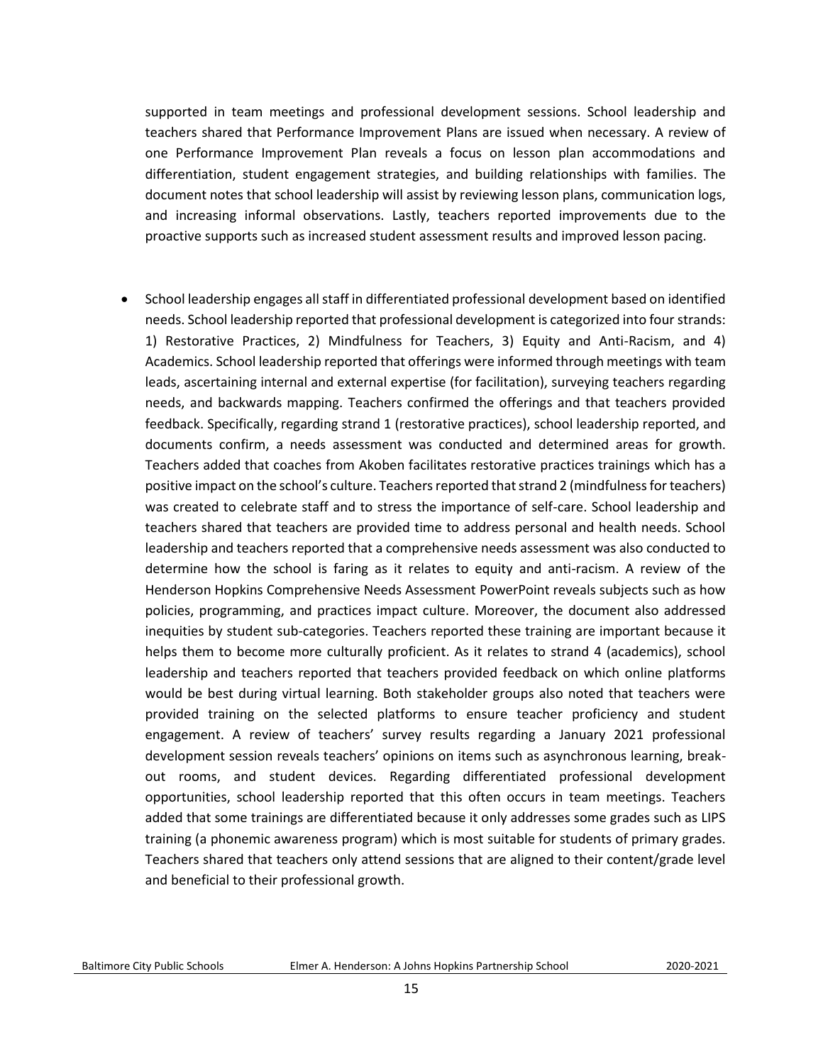supported in team meetings and professional development sessions. School leadership and teachers shared that Performance Improvement Plans are issued when necessary. A review of one Performance Improvement Plan reveals a focus on lesson plan accommodations and differentiation, student engagement strategies, and building relationships with families. The document notes that school leadership will assist by reviewing lesson plans, communication logs, and increasing informal observations. Lastly, teachers reported improvements due to the proactive supports such as increased student assessment results and improved lesson pacing.

- School leadership engages all staff in differentiated professional development based on identified needs. School leadership reported that professional development is categorized into four strands: 1) Restorative Practices, 2) Mindfulness for Teachers, 3) Equity and Anti-Racism, and 4) Academics. School leadership reported that offerings were informed through meetings with team leads, ascertaining internal and external expertise (for facilitation), surveying teachers regarding needs, and backwards mapping. Teachers confirmed the offerings and that teachers provided feedback. Specifically, regarding strand 1 (restorative practices), school leadership reported, and documents confirm, a needs assessment was conducted and determined areas for growth. Teachers added that coaches from Akoben facilitates restorative practices trainings which has a positive impact on the school's culture. Teachers reported that strand 2 (mindfulness for teachers) was created to celebrate staff and to stress the importance of self-care. School leadership and teachers shared that teachers are provided time to address personal and health needs. School leadership and teachers reported that a comprehensive needs assessment was also conducted to determine how the school is faring as it relates to equity and anti-racism. A review of the Henderson Hopkins Comprehensive Needs Assessment PowerPoint reveals subjects such as how policies, programming, and practices impact culture. Moreover, the document also addressed inequities by student sub-categories. Teachers reported these training are important because it helps them to become more culturally proficient. As it relates to strand 4 (academics), school leadership and teachers reported that teachers provided feedback on which online platforms would be best during virtual learning. Both stakeholder groups also noted that teachers were provided training on the selected platforms to ensure teacher proficiency and student engagement. A review of teachers' survey results regarding a January 2021 professional development session reveals teachers' opinions on items such as asynchronous learning, break-out rooms, and student devices. Regarding differentiated professional development opportunities, school leadership reported that this often occurs in team meetings. Teachers added that some trainings are differentiated because it only addresses some grades such as LIPS training (a phonemic awareness program) which is most suitable for students of primary grades. Teachers shared that teachers only attend sessions that are aligned to their content/grade level and beneficial to their professional growth.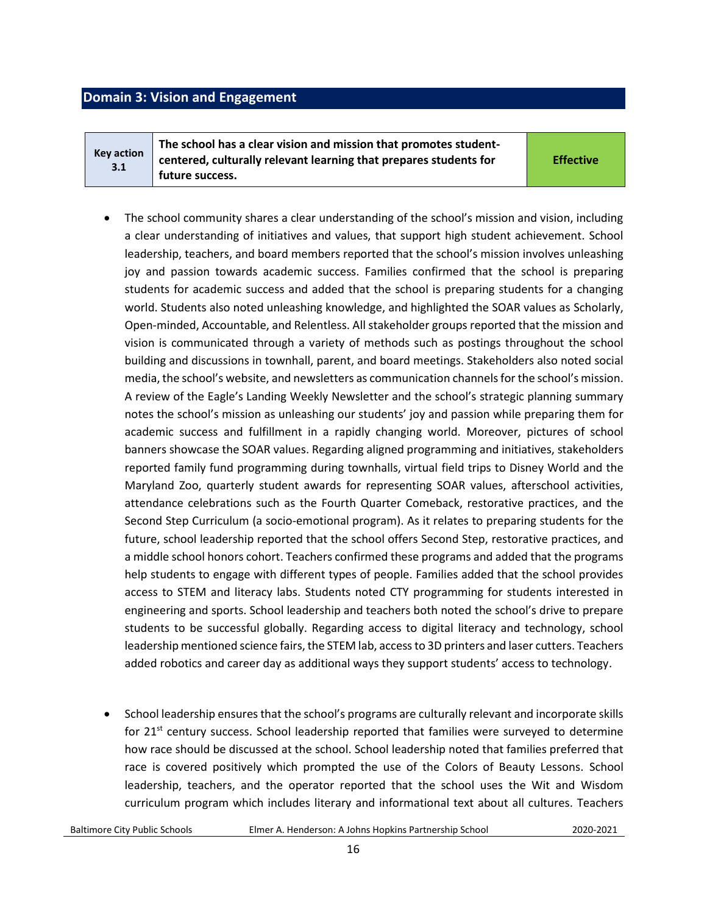## Domain 3: Vision and Engagement

| Key action 3.1 | The school has a clear vision and mission that promotes student-centered, culturally relevant learning that prepares students for future success. | Effective |
|---|---|---|

- The school community shares a clear understanding of the school's mission and vision, including a clear understanding of initiatives and values, that support high student achievement. School leadership, teachers, and board members reported that the school's mission involves unleashing joy and passion towards academic success. Families confirmed that the school is preparing students for academic success and added that the school is preparing students for a changing world. Students also noted unleashing knowledge, and highlighted the SOAR values as Scholarly, Open-minded, Accountable, and Relentless. All stakeholder groups reported that the mission and vision is communicated through a variety of methods such as postings throughout the school building and discussions in townhall, parent, and board meetings. Stakeholders also noted social media, the school's website, and newsletters as communication channels for the school's mission. A review of the Eagle's Landing Weekly Newsletter and the school's strategic planning summary notes the school's mission as unleashing our students' joy and passion while preparing them for academic success and fulfillment in a rapidly changing world. Moreover, pictures of school banners showcase the SOAR values. Regarding aligned programming and initiatives, stakeholders reported family fund programming during townhalls, virtual field trips to Disney World and the Maryland Zoo, quarterly student awards for representing SOAR values, afterschool activities, attendance celebrations such as the Fourth Quarter Comeback, restorative practices, and the Second Step Curriculum (a socio-emotional program). As it relates to preparing students for the future, school leadership reported that the school offers Second Step, restorative practices, and a middle school honors cohort. Teachers confirmed these programs and added that the programs help students to engage with different types of people. Families added that the school provides access to STEM and literacy labs. Students noted CTY programming for students interested in engineering and sports. School leadership and teachers both noted the school's drive to prepare students to be successful globally. Regarding access to digital literacy and technology, school leadership mentioned science fairs, the STEM lab, access to 3D printers and laser cutters. Teachers added robotics and career day as additional ways they support students' access to technology.

- School leadership ensures that the school's programs are culturally relevant and incorporate skills for 21st century success. School leadership reported that families were surveyed to determine how race should be discussed at the school. School leadership noted that families preferred that race is covered positively which prompted the use of the Colors of Beauty Lessons. School leadership, teachers, and the operator reported that the school uses the Wit and Wisdom curriculum program which includes literary and informational text about all cultures. Teachers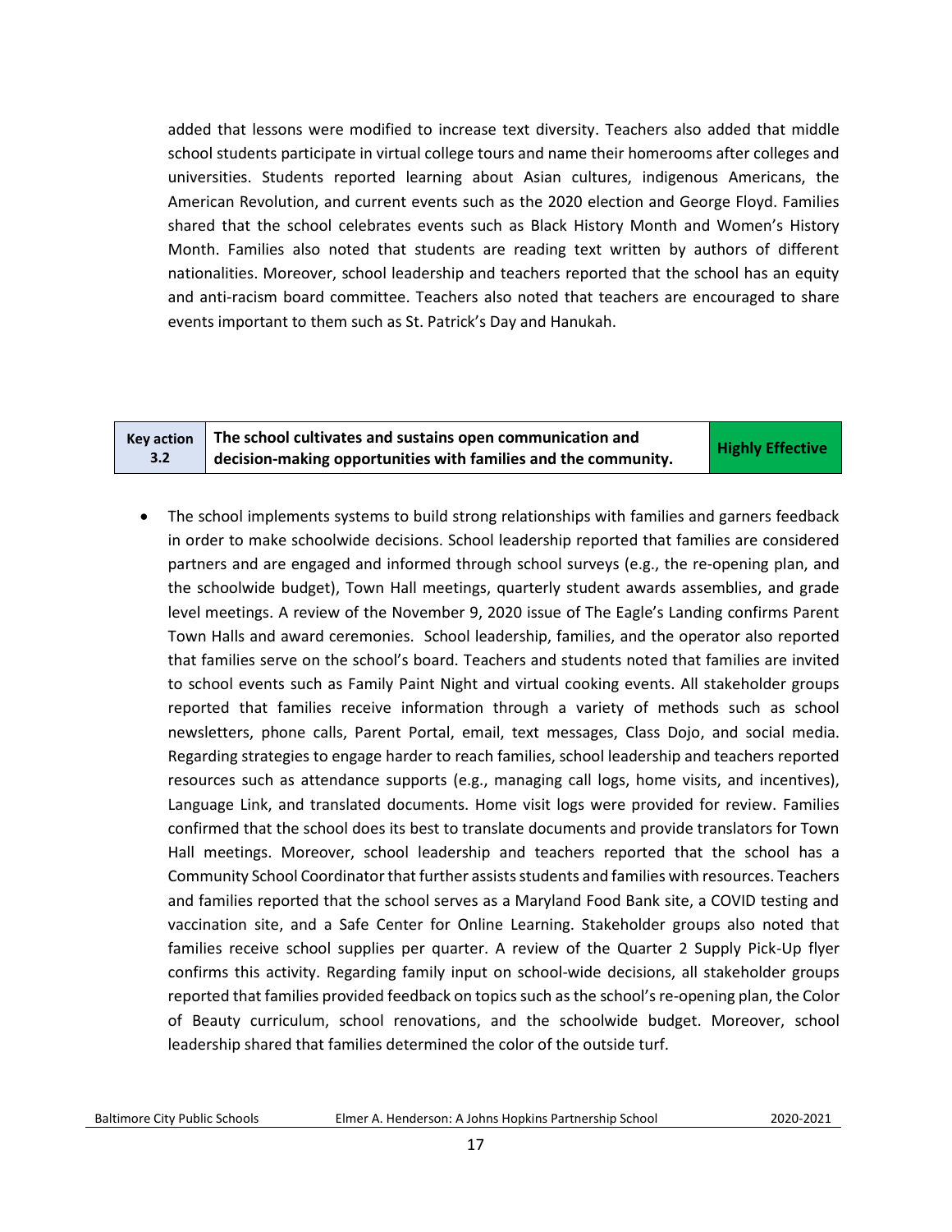added that lessons were modified to increase text diversity. Teachers also added that middle school students participate in virtual college tours and name their homerooms after colleges and universities. Students reported learning about Asian cultures, indigenous Americans, the American Revolution, and current events such as the 2020 election and George Floyd. Families shared that the school celebrates events such as Black History Month and Women's History Month. Families also noted that students are reading text written by authors of different nationalities. Moreover, school leadership and teachers reported that the school has an equity and anti-racism board committee. Teachers also noted that teachers are encouraged to share events important to them such as St. Patrick's Day and Hanukah.

| Key action 3.2 | The school cultivates and sustains open communication and decision-making opportunities with families and the community. | Highly Effective |
|---|---|---|

- The school implements systems to build strong relationships with families and garners feedback in order to make schoolwide decisions. School leadership reported that families are considered partners and are engaged and informed through school surveys (e.g., the re-opening plan, and the schoolwide budget), Town Hall meetings, quarterly student awards assemblies, and grade level meetings. A review of the November 9, 2020 issue of The Eagle's Landing confirms Parent Town Halls and award ceremonies. School leadership, families, and the operator also reported that families serve on the school's board. Teachers and students noted that families are invited to school events such as Family Paint Night and virtual cooking events. All stakeholder groups reported that families receive information through a variety of methods such as school newsletters, phone calls, Parent Portal, email, text messages, Class Dojo, and social media. Regarding strategies to engage harder to reach families, school leadership and teachers reported resources such as attendance supports (e.g., managing call logs, home visits, and incentives), Language Link, and translated documents. Home visit logs were provided for review. Families confirmed that the school does its best to translate documents and provide translators for Town Hall meetings. Moreover, school leadership and teachers reported that the school has a Community School Coordinator that further assists students and families with resources. Teachers and families reported that the school serves as a Maryland Food Bank site, a COVID testing and vaccination site, and a Safe Center for Online Learning. Stakeholder groups also noted that families receive school supplies per quarter. A review of the Quarter 2 Supply Pick-Up flyer confirms this activity. Regarding family input on school-wide decisions, all stakeholder groups reported that families provided feedback on topics such as the school's re-opening plan, the Color of Beauty curriculum, school renovations, and the schoolwide budget. Moreover, school leadership shared that families determined the color of the outside turf.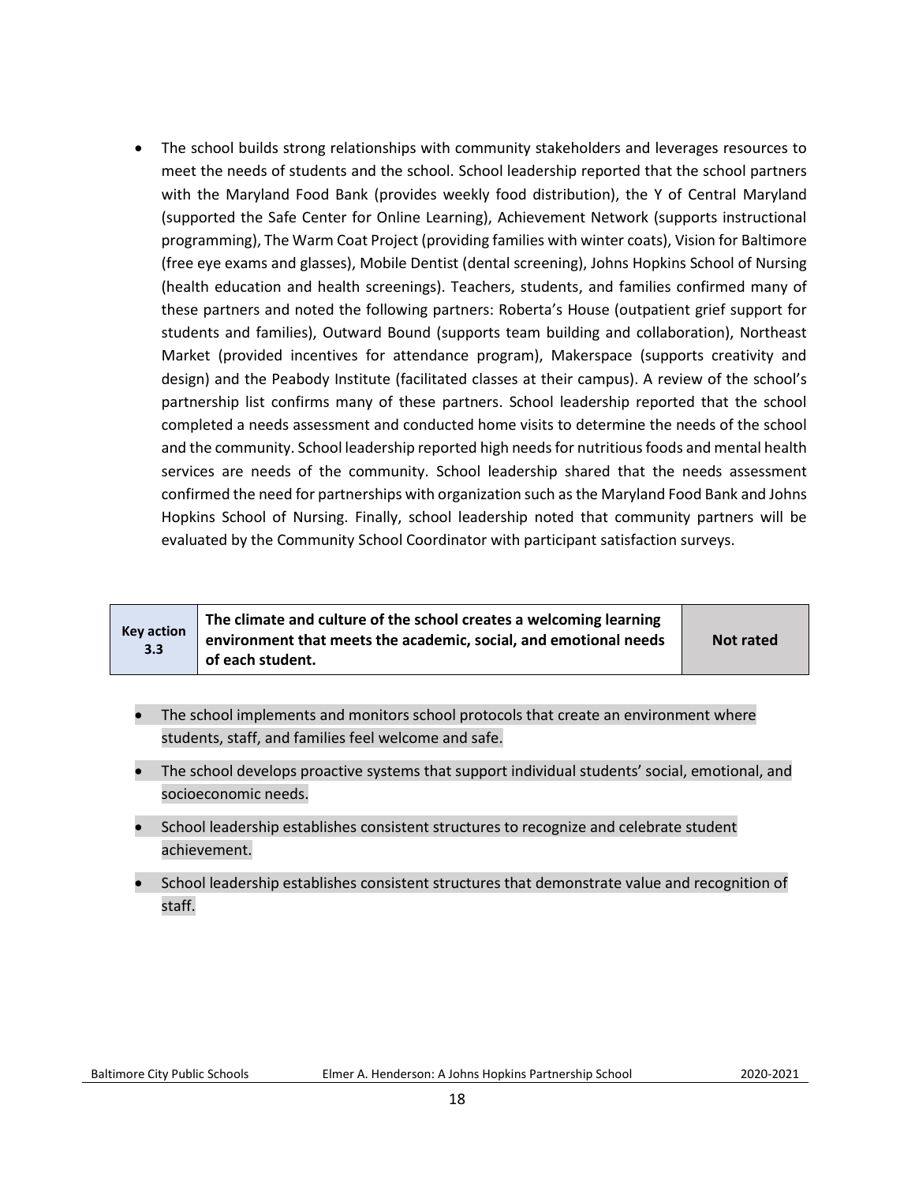- The school builds strong relationships with community stakeholders and leverages resources to meet the needs of students and the school. School leadership reported that the school partners with the Maryland Food Bank (provides weekly food distribution), the Y of Central Maryland (supported the Safe Center for Online Learning), Achievement Network (supports instructional programming), The Warm Coat Project (providing families with winter coats), Vision for Baltimore (free eye exams and glasses), Mobile Dentist (dental screening), Johns Hopkins School of Nursing (health education and health screenings). Teachers, students, and families confirmed many of these partners and noted the following partners: Roberta's House (outpatient grief support for students and families), Outward Bound (supports team building and collaboration), Northeast Market (provided incentives for attendance program), Makerspace (supports creativity and design) and the Peabody Institute (facilitated classes at their campus). A review of the school's partnership list confirms many of these partners. School leadership reported that the school completed a needs assessment and conducted home visits to determine the needs of the school and the community. School leadership reported high needs for nutritious foods and mental health services are needs of the community. School leadership shared that the needs assessment confirmed the need for partnerships with organization such as the Maryland Food Bank and Johns Hopkins School of Nursing. Finally, school leadership noted that community partners will be evaluated by the Community School Coordinator with participant satisfaction surveys.

| Key action 3.3 | The climate and culture of the school creates a welcoming learning environment that meets the academic, social, and emotional needs of each student. | Not rated |
|---|---|---|

- The school implements and monitors school protocols that create an environment where students, staff, and families feel welcome and safe.
- The school develops proactive systems that support individual students' social, emotional, and socioeconomic needs.
- School leadership establishes consistent structures to recognize and celebrate student achievement.
- School leadership establishes consistent structures that demonstrate value and recognition of staff.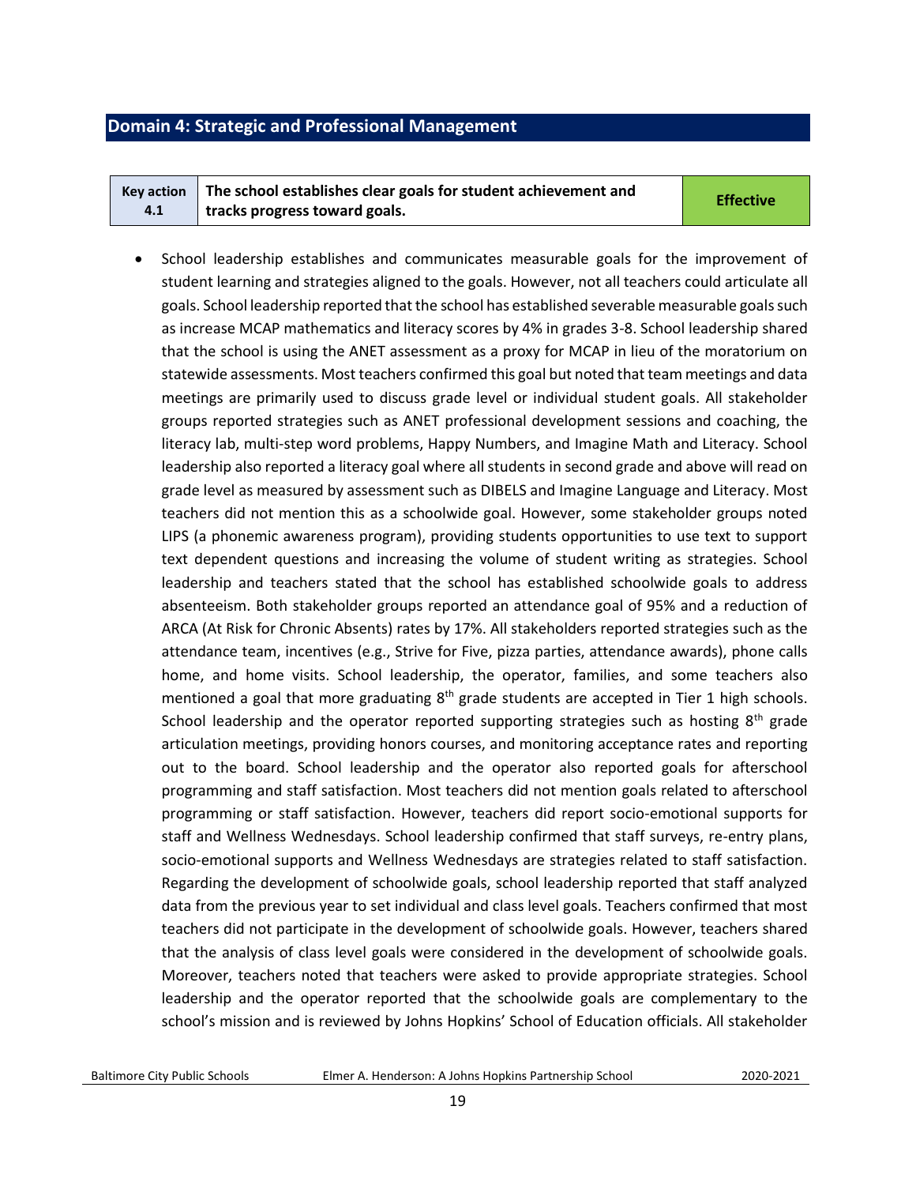## Domain 4: Strategic and Professional Management

| Key action 4.1 | The school establishes clear goals for student achievement and tracks progress toward goals. | Effective |
|---|---|---|

- School leadership establishes and communicates measurable goals for the improvement of student learning and strategies aligned to the goals. However, not all teachers could articulate all goals. School leadership reported that the school has established severable measurable goals such as increase MCAP mathematics and literacy scores by 4% in grades 3-8. School leadership shared that the school is using the ANET assessment as a proxy for MCAP in lieu of the moratorium on statewide assessments. Most teachers confirmed this goal but noted that team meetings and data meetings are primarily used to discuss grade level or individual student goals. All stakeholder groups reported strategies such as ANET professional development sessions and coaching, the literacy lab, multi-step word problems, Happy Numbers, and Imagine Math and Literacy. School leadership also reported a literacy goal where all students in second grade and above will read on grade level as measured by assessment such as DIBELS and Imagine Language and Literacy. Most teachers did not mention this as a schoolwide goal. However, some stakeholder groups noted LIPS (a phonemic awareness program), providing students opportunities to use text to support text dependent questions and increasing the volume of student writing as strategies. School leadership and teachers stated that the school has established schoolwide goals to address absenteeism. Both stakeholder groups reported an attendance goal of 95% and a reduction of ARCA (At Risk for Chronic Absents) rates by 17%. All stakeholders reported strategies such as the attendance team, incentives (e.g., Strive for Five, pizza parties, attendance awards), phone calls home, and home visits. School leadership, the operator, families, and some teachers also mentioned a goal that more graduating 8th grade students are accepted in Tier 1 high schools. School leadership and the operator reported supporting strategies such as hosting 8th grade articulation meetings, providing honors courses, and monitoring acceptance rates and reporting out to the board. School leadership and the operator also reported goals for afterschool programming and staff satisfaction. Most teachers did not mention goals related to afterschool programming or staff satisfaction. However, teachers did report socio-emotional supports for staff and Wellness Wednesdays. School leadership confirmed that staff surveys, re-entry plans, socio-emotional supports and Wellness Wednesdays are strategies related to staff satisfaction. Regarding the development of schoolwide goals, school leadership reported that staff analyzed data from the previous year to set individual and class level goals. Teachers confirmed that most teachers did not participate in the development of schoolwide goals. However, teachers shared that the analysis of class level goals were considered in the development of schoolwide goals. Moreover, teachers noted that teachers were asked to provide appropriate strategies. School leadership and the operator reported that the schoolwide goals are complementary to the school's mission and is reviewed by Johns Hopkins' School of Education officials. All stakeholder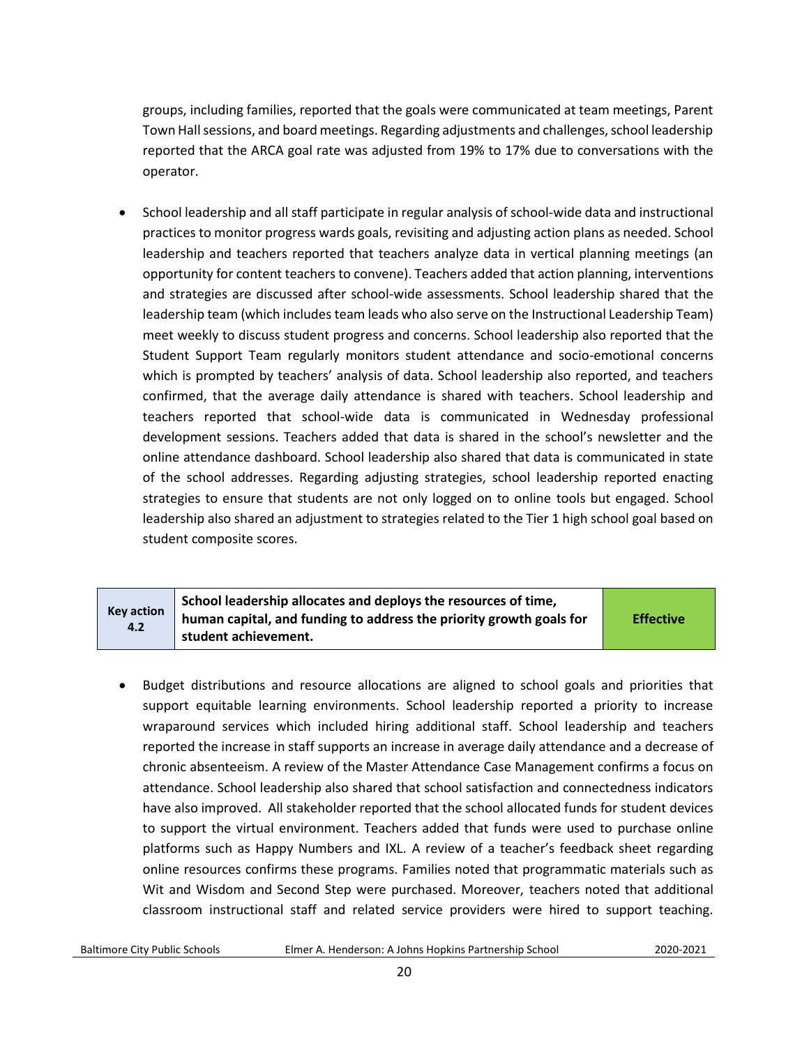groups, including families, reported that the goals were communicated at team meetings, Parent Town Hall sessions, and board meetings. Regarding adjustments and challenges, school leadership reported that the ARCA goal rate was adjusted from 19% to 17% due to conversations with the operator.

- School leadership and all staff participate in regular analysis of school-wide data and instructional practices to monitor progress wards goals, revisiting and adjusting action plans as needed. School leadership and teachers reported that teachers analyze data in vertical planning meetings (an opportunity for content teachers to convene). Teachers added that action planning, interventions and strategies are discussed after school-wide assessments. School leadership shared that the leadership team (which includes team leads who also serve on the Instructional Leadership Team) meet weekly to discuss student progress and concerns. School leadership also reported that the Student Support Team regularly monitors student attendance and socio-emotional concerns which is prompted by teachers' analysis of data. School leadership also reported, and teachers confirmed, that the average daily attendance is shared with teachers. School leadership and teachers reported that school-wide data is communicated in Wednesday professional development sessions. Teachers added that data is shared in the school's newsletter and the online attendance dashboard. School leadership also shared that data is communicated in state of the school addresses. Regarding adjusting strategies, school leadership reported enacting strategies to ensure that students are not only logged on to online tools but engaged. School leadership also shared an adjustment to strategies related to the Tier 1 high school goal based on student composite scores.

| Key action 4.2 | School leadership allocates and deploys the resources of time, human capital, and funding to address the priority growth goals for student achievement. | Effective |
|---|---|---|

- Budget distributions and resource allocations are aligned to school goals and priorities that support equitable learning environments. School leadership reported a priority to increase wraparound services which included hiring additional staff. School leadership and teachers reported the increase in staff supports an increase in average daily attendance and a decrease of chronic absenteeism. A review of the Master Attendance Case Management confirms a focus on attendance. School leadership also shared that school satisfaction and connectedness indicators have also improved. All stakeholder reported that the school allocated funds for student devices to support the virtual environment. Teachers added that funds were used to purchase online platforms such as Happy Numbers and IXL. A review of a teacher's feedback sheet regarding online resources confirms these programs. Families noted that programmatic materials such as Wit and Wisdom and Second Step were purchased. Moreover, teachers noted that additional classroom instructional staff and related service providers were hired to support teaching.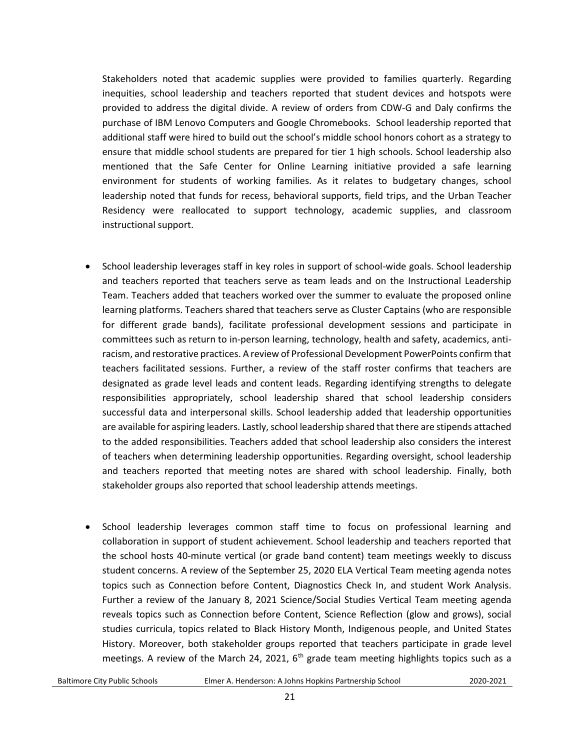Stakeholders noted that academic supplies were provided to families quarterly. Regarding inequities, school leadership and teachers reported that student devices and hotspots were provided to address the digital divide. A review of orders from CDW-G and Daly confirms the purchase of IBM Lenovo Computers and Google Chromebooks. School leadership reported that additional staff were hired to build out the school's middle school honors cohort as a strategy to ensure that middle school students are prepared for tier 1 high schools. School leadership also mentioned that the Safe Center for Online Learning initiative provided a safe learning environment for students of working families. As it relates to budgetary changes, school leadership noted that funds for recess, behavioral supports, field trips, and the Urban Teacher Residency were reallocated to support technology, academic supplies, and classroom instructional support.

- School leadership leverages staff in key roles in support of school-wide goals. School leadership and teachers reported that teachers serve as team leads and on the Instructional Leadership Team. Teachers added that teachers worked over the summer to evaluate the proposed online learning platforms. Teachers shared that teachers serve as Cluster Captains (who are responsible for different grade bands), facilitate professional development sessions and participate in committees such as return to in-person learning, technology, health and safety, academics, anti-racism, and restorative practices. A review of Professional Development PowerPoints confirm that teachers facilitated sessions. Further, a review of the staff roster confirms that teachers are designated as grade level leads and content leads. Regarding identifying strengths to delegate responsibilities appropriately, school leadership shared that school leadership considers successful data and interpersonal skills. School leadership added that leadership opportunities are available for aspiring leaders. Lastly, school leadership shared that there are stipends attached to the added responsibilities. Teachers added that school leadership also considers the interest of teachers when determining leadership opportunities. Regarding oversight, school leadership and teachers reported that meeting notes are shared with school leadership. Finally, both stakeholder groups also reported that school leadership attends meetings.

- School leadership leverages common staff time to focus on professional learning and collaboration in support of student achievement. School leadership and teachers reported that the school hosts 40-minute vertical (or grade band content) team meetings weekly to discuss student concerns. A review of the September 25, 2020 ELA Vertical Team meeting agenda notes topics such as Connection before Content, Diagnostics Check In, and student Work Analysis. Further a review of the January 8, 2021 Science/Social Studies Vertical Team meeting agenda reveals topics such as Connection before Content, Science Reflection (glow and grows), social studies curricula, topics related to Black History Month, Indigenous people, and United States History. Moreover, both stakeholder groups reported that teachers participate in grade level meetings. A review of the March 24, 2021, 6th grade team meeting highlights topics such as a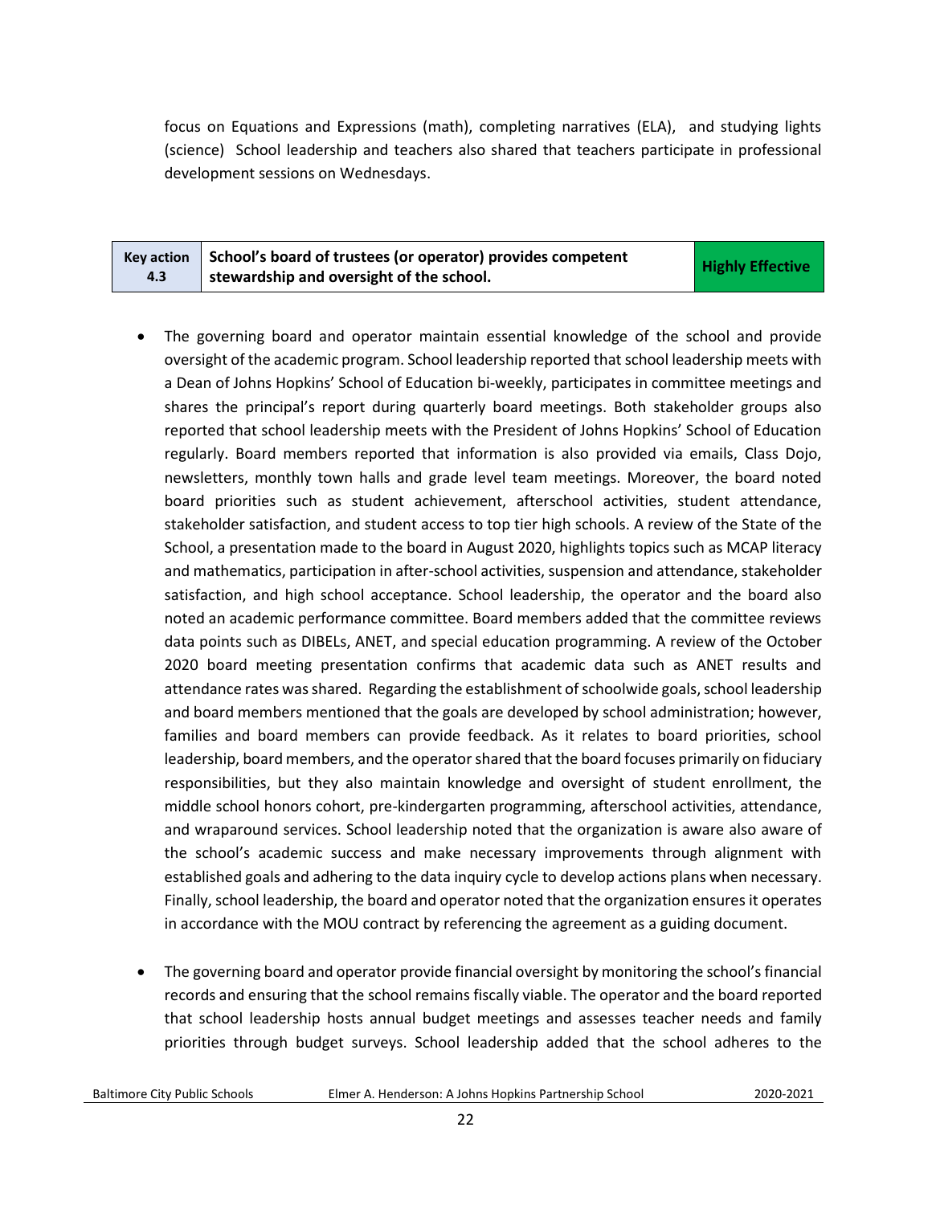focus on Equations and Expressions (math), completing narratives (ELA), and studying lights (science) School leadership and teachers also shared that teachers participate in professional development sessions on Wednesdays.

| Key action 4.3 | School's board of trustees (or operator) provides competent stewardship and oversight of the school. | Highly Effective |
|---|---|---|

- The governing board and operator maintain essential knowledge of the school and provide oversight of the academic program. School leadership reported that school leadership meets with a Dean of Johns Hopkins' School of Education bi-weekly, participates in committee meetings and shares the principal's report during quarterly board meetings. Both stakeholder groups also reported that school leadership meets with the President of Johns Hopkins' School of Education regularly. Board members reported that information is also provided via emails, Class Dojo, newsletters, monthly town halls and grade level team meetings. Moreover, the board noted board priorities such as student achievement, afterschool activities, student attendance, stakeholder satisfaction, and student access to top tier high schools. A review of the State of the School, a presentation made to the board in August 2020, highlights topics such as MCAP literacy and mathematics, participation in after-school activities, suspension and attendance, stakeholder satisfaction, and high school acceptance. School leadership, the operator and the board also noted an academic performance committee. Board members added that the committee reviews data points such as DIBELs, ANET, and special education programming. A review of the October 2020 board meeting presentation confirms that academic data such as ANET results and attendance rates was shared. Regarding the establishment of schoolwide goals, school leadership and board members mentioned that the goals are developed by school administration; however, families and board members can provide feedback. As it relates to board priorities, school leadership, board members, and the operator shared that the board focuses primarily on fiduciary responsibilities, but they also maintain knowledge and oversight of student enrollment, the middle school honors cohort, pre-kindergarten programming, afterschool activities, attendance, and wraparound services. School leadership noted that the organization is aware also aware of the school's academic success and make necessary improvements through alignment with established goals and adhering to the data inquiry cycle to develop actions plans when necessary. Finally, school leadership, the board and operator noted that the organization ensures it operates in accordance with the MOU contract by referencing the agreement as a guiding document.

- The governing board and operator provide financial oversight by monitoring the school's financial records and ensuring that the school remains fiscally viable. The operator and the board reported that school leadership hosts annual budget meetings and assesses teacher needs and family priorities through budget surveys. School leadership added that the school adheres to the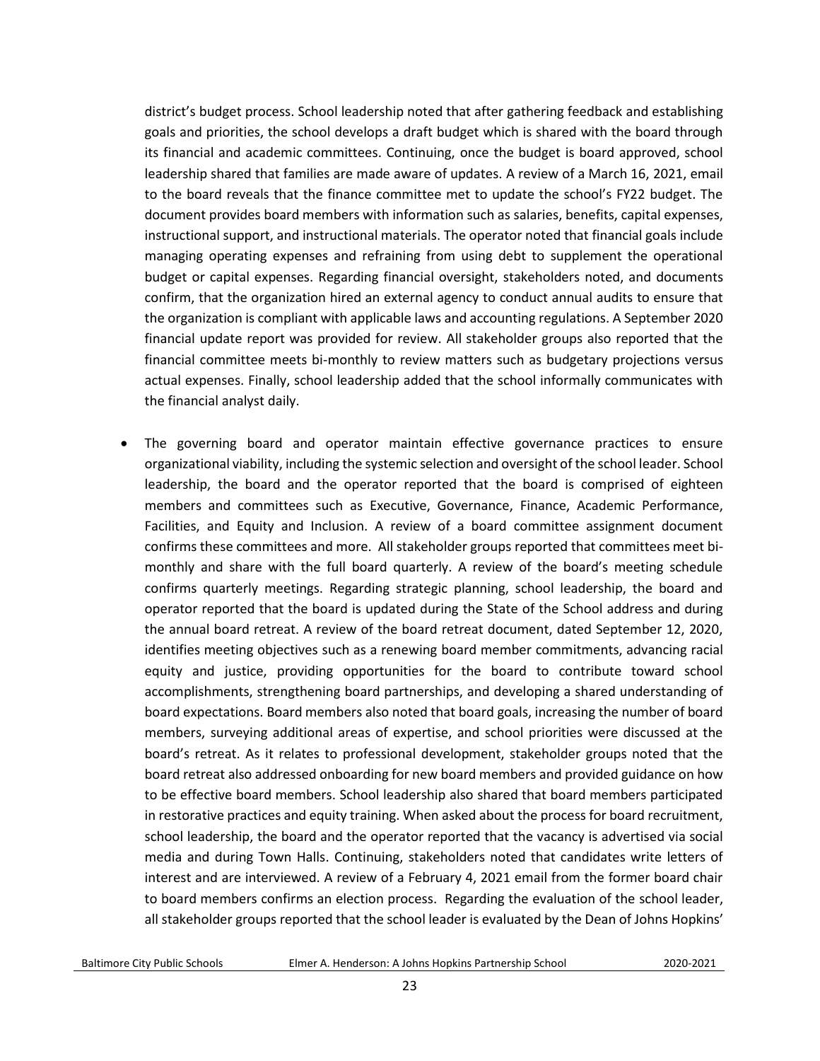district's budget process. School leadership noted that after gathering feedback and establishing goals and priorities, the school develops a draft budget which is shared with the board through its financial and academic committees. Continuing, once the budget is board approved, school leadership shared that families are made aware of updates. A review of a March 16, 2021, email to the board reveals that the finance committee met to update the school's FY22 budget. The document provides board members with information such as salaries, benefits, capital expenses, instructional support, and instructional materials. The operator noted that financial goals include managing operating expenses and refraining from using debt to supplement the operational budget or capital expenses. Regarding financial oversight, stakeholders noted, and documents confirm, that the organization hired an external agency to conduct annual audits to ensure that the organization is compliant with applicable laws and accounting regulations. A September 2020 financial update report was provided for review. All stakeholder groups also reported that the financial committee meets bi-monthly to review matters such as budgetary projections versus actual expenses. Finally, school leadership added that the school informally communicates with the financial analyst daily.

- The governing board and operator maintain effective governance practices to ensure organizational viability, including the systemic selection and oversight of the school leader. School leadership, the board and the operator reported that the board is comprised of eighteen members and committees such as Executive, Governance, Finance, Academic Performance, Facilities, and Equity and Inclusion. A review of a board committee assignment document confirms these committees and more. All stakeholder groups reported that committees meet bi-monthly and share with the full board quarterly. A review of the board's meeting schedule confirms quarterly meetings. Regarding strategic planning, school leadership, the board and operator reported that the board is updated during the State of the School address and during the annual board retreat. A review of the board retreat document, dated September 12, 2020, identifies meeting objectives such as a renewing board member commitments, advancing racial equity and justice, providing opportunities for the board to contribute toward school accomplishments, strengthening board partnerships, and developing a shared understanding of board expectations. Board members also noted that board goals, increasing the number of board members, surveying additional areas of expertise, and school priorities were discussed at the board's retreat. As it relates to professional development, stakeholder groups noted that the board retreat also addressed onboarding for new board members and provided guidance on how to be effective board members. School leadership also shared that board members participated in restorative practices and equity training. When asked about the process for board recruitment, school leadership, the board and the operator reported that the vacancy is advertised via social media and during Town Halls. Continuing, stakeholders noted that candidates write letters of interest and are interviewed. A review of a February 4, 2021 email from the former board chair to board members confirms an election process. Regarding the evaluation of the school leader, all stakeholder groups reported that the school leader is evaluated by the Dean of Johns Hopkins'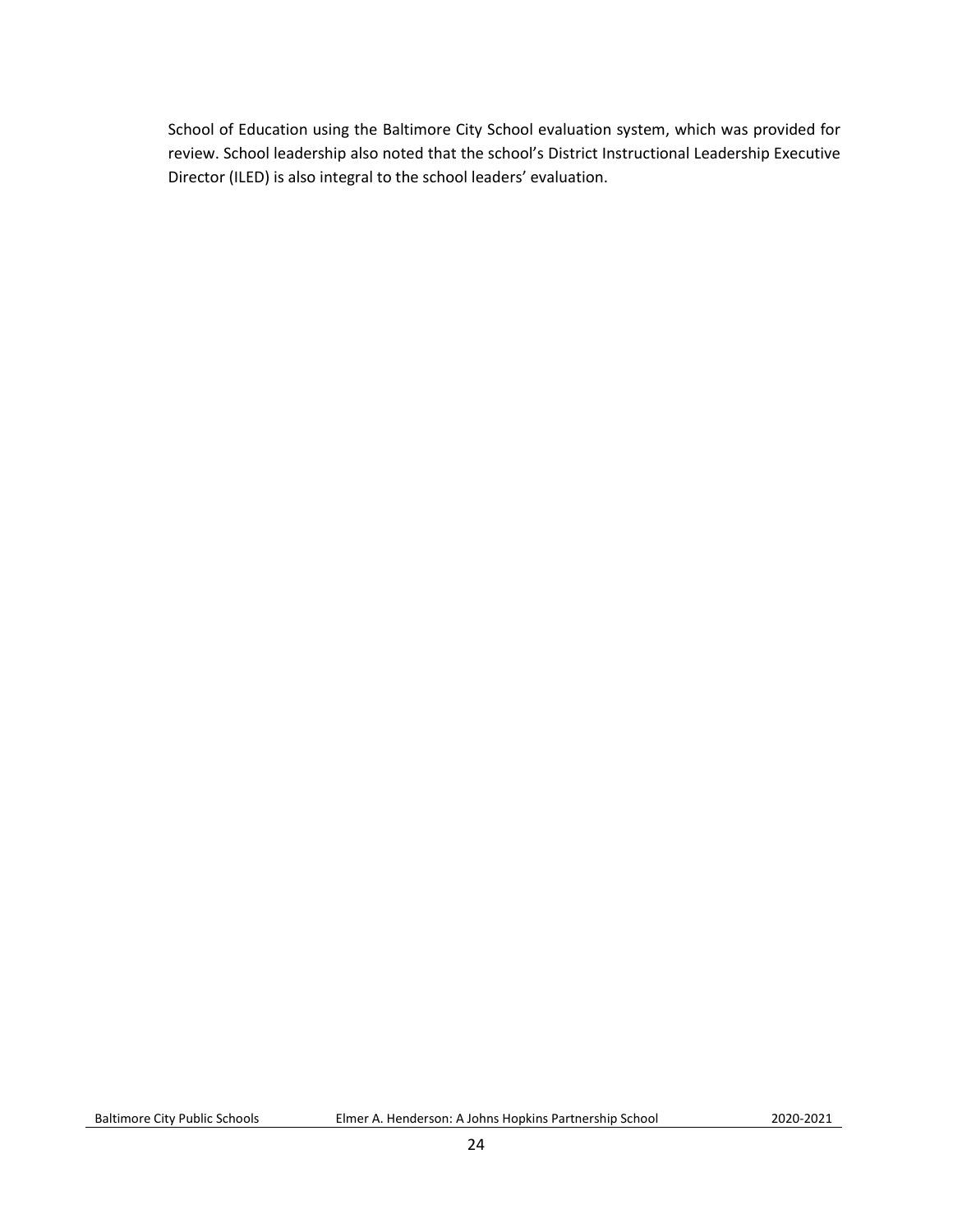School of Education using the Baltimore City School evaluation system, which was provided for review. School leadership also noted that the school's District Instructional Leadership Executive Director (ILED) is also integral to the school leaders' evaluation.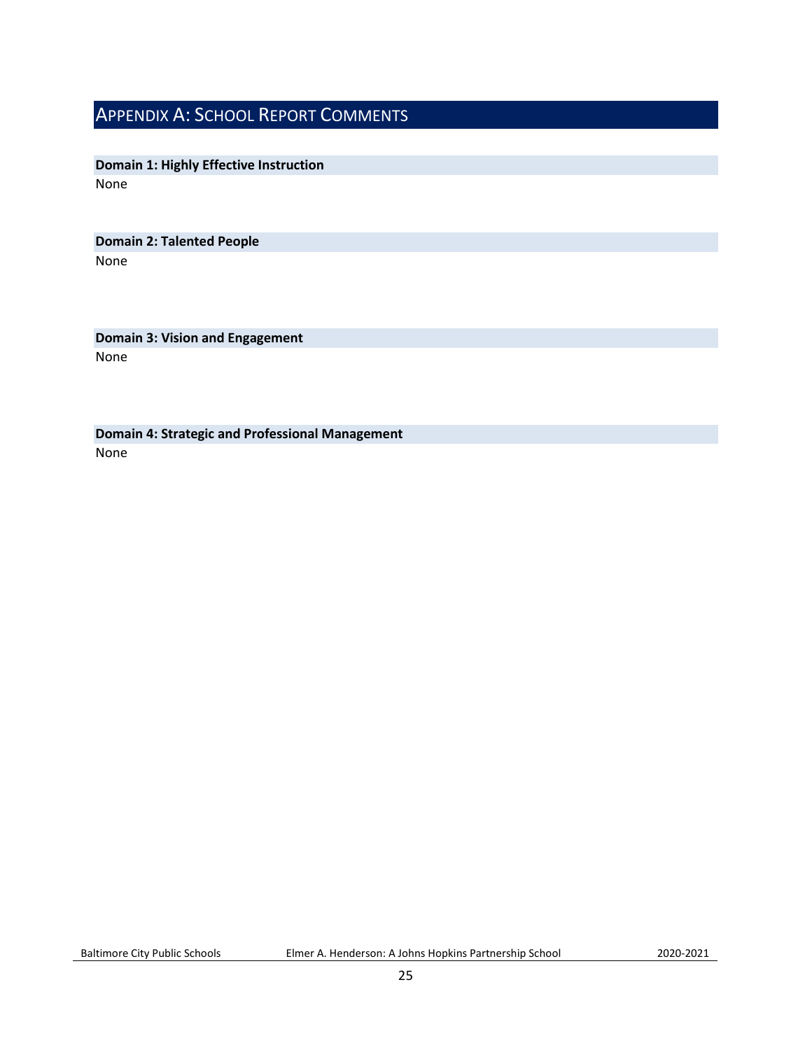# Appendix A: School Report Comments

**Domain 1: Highly Effective Instruction**

None

**Domain 2: Talented People**

None

**Domain 3: Vision and Engagement**

None

**Domain 4: Strategic and Professional Management**

None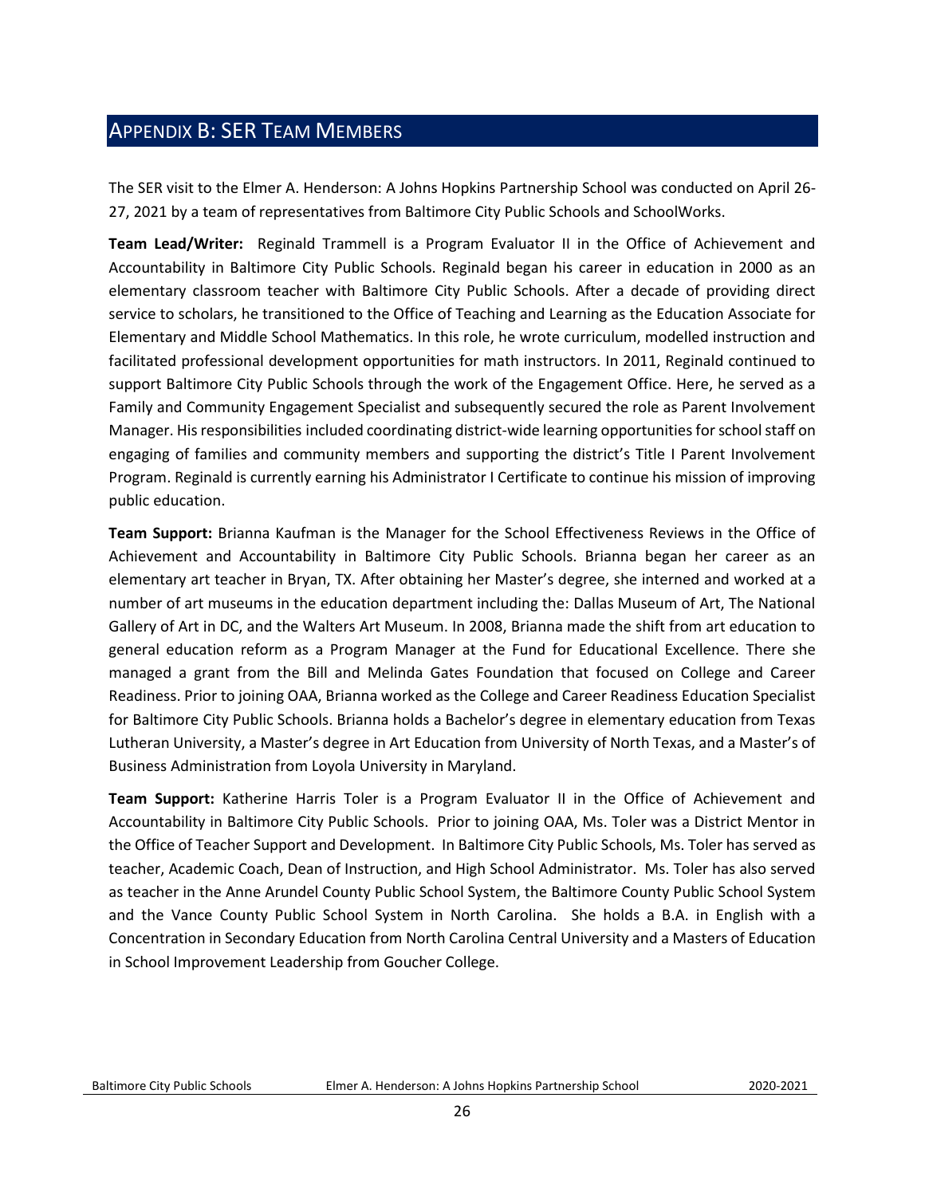## APPENDIX B: SER TEAM MEMBERS

The SER visit to the Elmer A. Henderson: A Johns Hopkins Partnership School was conducted on April 26-27, 2021 by a team of representatives from Baltimore City Public Schools and SchoolWorks.

**Team Lead/Writer:** Reginald Trammell is a Program Evaluator II in the Office of Achievement and Accountability in Baltimore City Public Schools. Reginald began his career in education in 2000 as an elementary classroom teacher with Baltimore City Public Schools. After a decade of providing direct service to scholars, he transitioned to the Office of Teaching and Learning as the Education Associate for Elementary and Middle School Mathematics. In this role, he wrote curriculum, modelled instruction and facilitated professional development opportunities for math instructors. In 2011, Reginald continued to support Baltimore City Public Schools through the work of the Engagement Office. Here, he served as a Family and Community Engagement Specialist and subsequently secured the role as Parent Involvement Manager. His responsibilities included coordinating district-wide learning opportunities for school staff on engaging of families and community members and supporting the district's Title I Parent Involvement Program. Reginald is currently earning his Administrator I Certificate to continue his mission of improving public education.

**Team Support:** Brianna Kaufman is the Manager for the School Effectiveness Reviews in the Office of Achievement and Accountability in Baltimore City Public Schools. Brianna began her career as an elementary art teacher in Bryan, TX. After obtaining her Master's degree, she interned and worked at a number of art museums in the education department including the: Dallas Museum of Art, The National Gallery of Art in DC, and the Walters Art Museum. In 2008, Brianna made the shift from art education to general education reform as a Program Manager at the Fund for Educational Excellence. There she managed a grant from the Bill and Melinda Gates Foundation that focused on College and Career Readiness. Prior to joining OAA, Brianna worked as the College and Career Readiness Education Specialist for Baltimore City Public Schools. Brianna holds a Bachelor's degree in elementary education from Texas Lutheran University, a Master's degree in Art Education from University of North Texas, and a Master's of Business Administration from Loyola University in Maryland.

**Team Support:** Katherine Harris Toler is a Program Evaluator II in the Office of Achievement and Accountability in Baltimore City Public Schools. Prior to joining OAA, Ms. Toler was a District Mentor in the Office of Teacher Support and Development. In Baltimore City Public Schools, Ms. Toler has served as teacher, Academic Coach, Dean of Instruction, and High School Administrator. Ms. Toler has also served as teacher in the Anne Arundel County Public School System, the Baltimore County Public School System and the Vance County Public School System in North Carolina. She holds a B.A. in English with a Concentration in Secondary Education from North Carolina Central University and a Masters of Education in School Improvement Leadership from Goucher College.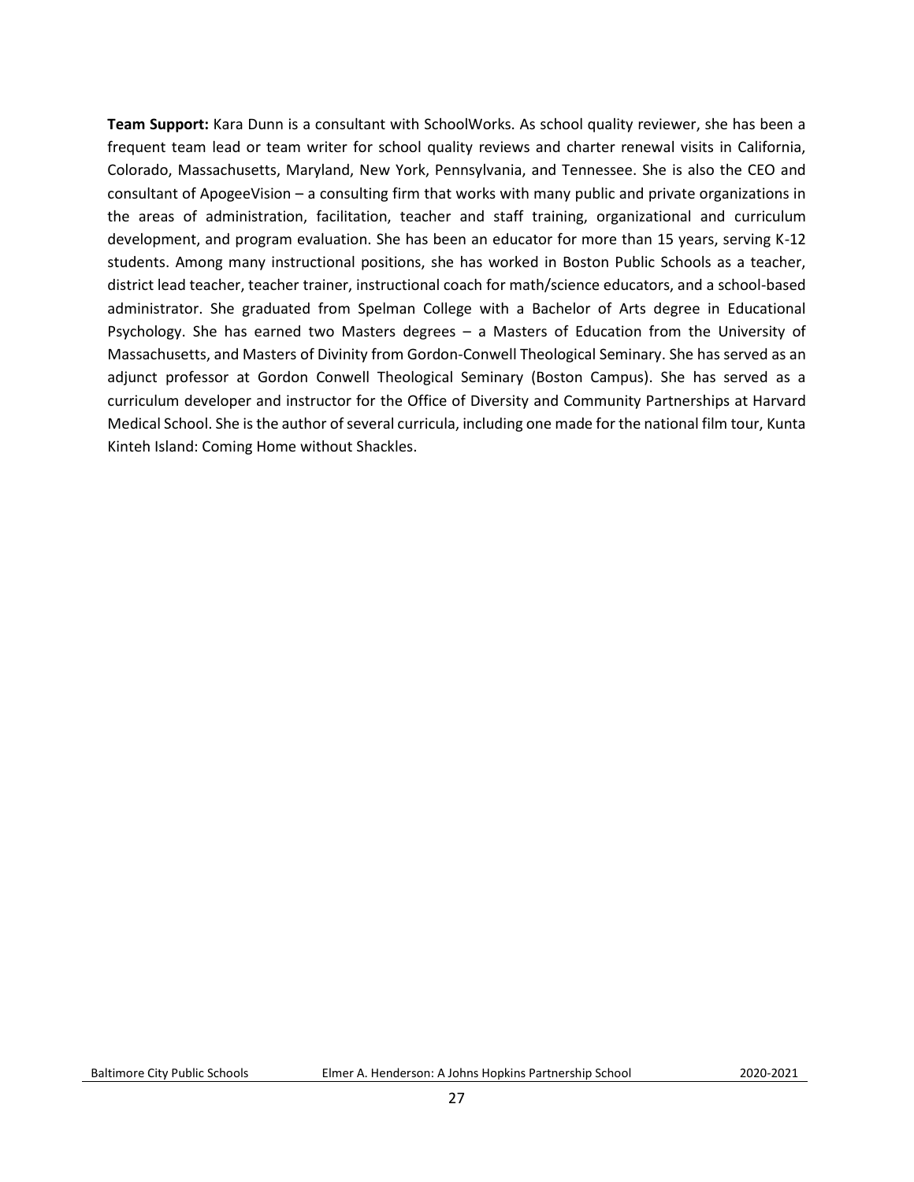**Team Support:** Kara Dunn is a consultant with SchoolWorks. As school quality reviewer, she has been a frequent team lead or team writer for school quality reviews and charter renewal visits in California, Colorado, Massachusetts, Maryland, New York, Pennsylvania, and Tennessee. She is also the CEO and consultant of ApogeeVision – a consulting firm that works with many public and private organizations in the areas of administration, facilitation, teacher and staff training, organizational and curriculum development, and program evaluation. She has been an educator for more than 15 years, serving K-12 students. Among many instructional positions, she has worked in Boston Public Schools as a teacher, district lead teacher, teacher trainer, instructional coach for math/science educators, and a school-based administrator. She graduated from Spelman College with a Bachelor of Arts degree in Educational Psychology. She has earned two Masters degrees – a Masters of Education from the University of Massachusetts, and Masters of Divinity from Gordon-Conwell Theological Seminary. She has served as an adjunct professor at Gordon Conwell Theological Seminary (Boston Campus). She has served as a curriculum developer and instructor for the Office of Diversity and Community Partnerships at Harvard Medical School. She is the author of several curricula, including one made for the national film tour, Kunta Kinteh Island: Coming Home without Shackles.